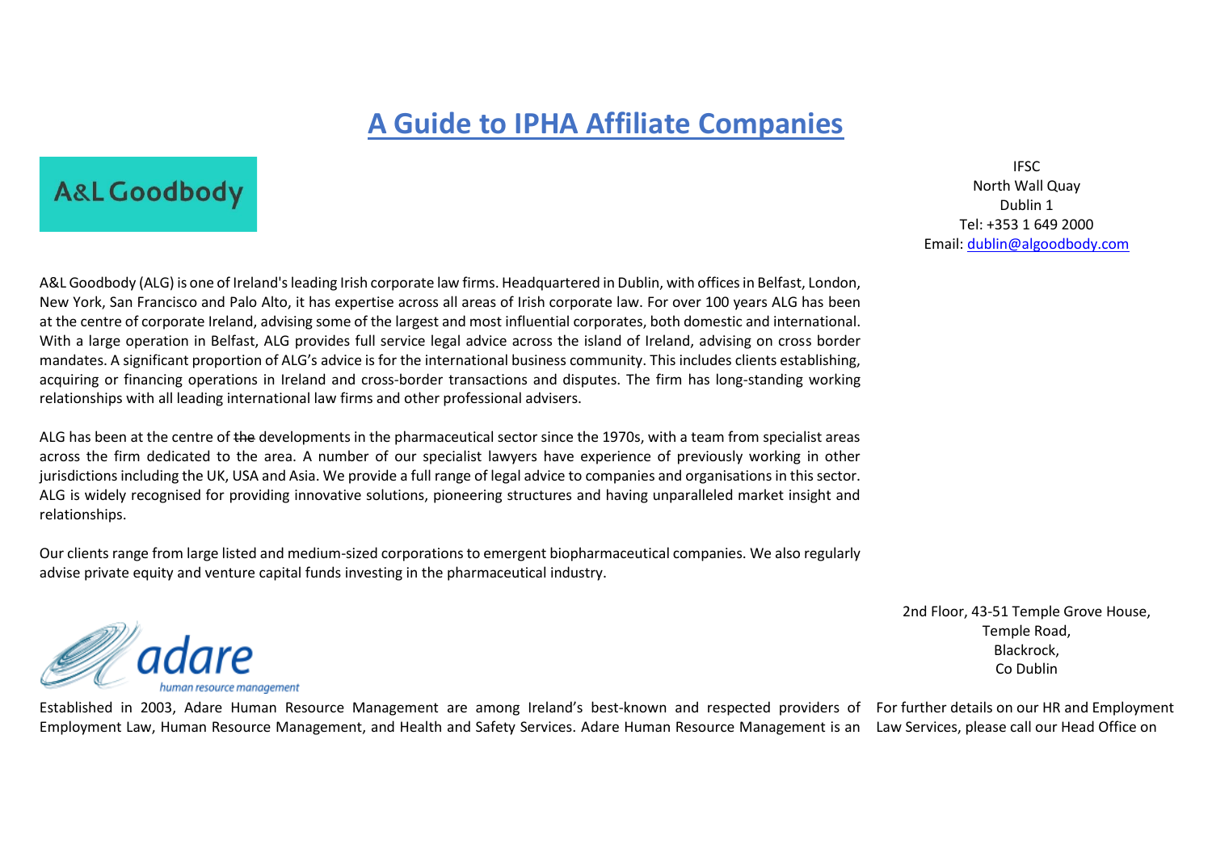# A Guide to IPHA Affiliate Companies

## A&L Goodbody

IFSC
North Wall Quay
Dublin 1
Tel: +353 1 649 2000
Email: dublin@algoodbody.com

A&L Goodbody (ALG) is one of Ireland's leading Irish corporate law firms. Headquartered in Dublin, with offices in Belfast, London, New York, San Francisco and Palo Alto, it has expertise across all areas of Irish corporate law. For over 100 years ALG has been at the centre of corporate Ireland, advising some of the largest and most influential corporates, both domestic and international. With a large operation in Belfast, ALG provides full service legal advice across the island of Ireland, advising on cross border mandates. A significant proportion of ALG's advice is for the international business community. This includes clients establishing, acquiring or financing operations in Ireland and cross-border transactions and disputes. The firm has long-standing working relationships with all leading international law firms and other professional advisers.

ALG has been at the centre of ~~the~~ developments in the pharmaceutical sector since the 1970s, with a team from specialist areas across the firm dedicated to the area. A number of our specialist lawyers have experience of previously working in other jurisdictions including the UK, USA and Asia. We provide a full range of legal advice to companies and organisations in this sector. ALG is widely recognised for providing innovative solutions, pioneering structures and having unparalleled market insight and relationships.

Our clients range from large listed and medium-sized corporations to emergent biopharmaceutical companies. We also regularly advise private equity and venture capital funds investing in the pharmaceutical industry.

## adare human resource management

2nd Floor, 43-51 Temple Grove House,
Temple Road,
Blackrock,
Co Dublin

For further details on our HR and Employment Law Services, please call our Head Office on

Established in 2003, Adare Human Resource Management are among Ireland's best-known and respected providers of Employment Law, Human Resource Management, and Health and Safety Services. Adare Human Resource Management is an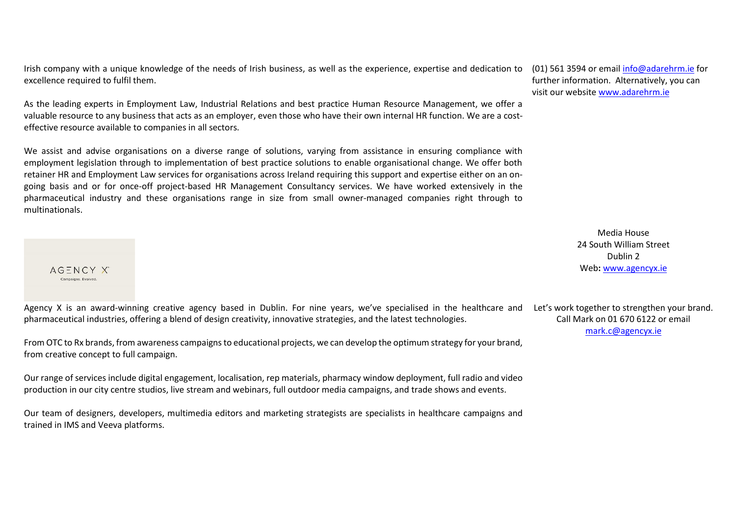Irish company with a unique knowledge of the needs of Irish business, as well as the experience, expertise and dedication to excellence required to fulfil them.

As the leading experts in Employment Law, Industrial Relations and best practice Human Resource Management, we offer a valuable resource to any business that acts as an employer, even those who have their own internal HR function. We are a cost-effective resource available to companies in all sectors.

We assist and advise organisations on a diverse range of solutions, varying from assistance in ensuring compliance with employment legislation through to implementation of best practice solutions to enable organisational change. We offer both retainer HR and Employment Law services for organisations across Ireland requiring this support and expertise either on an on-going basis and or for once-off project-based HR Management Consultancy services. We have worked extensively in the pharmaceutical industry and these organisations range in size from small owner-managed companies right through to multinationals.

(01) 561 3594 or email info@adarehrm.ie for further information. Alternatively, you can visit our website www.adarehrm.ie

AGENCY X
Campaigns. Evolved.

Agency X is an award-winning creative agency based in Dublin. For nine years, we've specialised in the healthcare and pharmaceutical industries, offering a blend of design creativity, innovative strategies, and the latest technologies.

From OTC to Rx brands, from awareness campaigns to educational projects, we can develop the optimum strategy for your brand, from creative concept to full campaign.

Our range of services include digital engagement, localisation, rep materials, pharmacy window deployment, full radio and video production in our city centre studios, live stream and webinars, full outdoor media campaigns, and trade shows and events.

Our team of designers, developers, multimedia editors and marketing strategists are specialists in healthcare campaigns and trained in IMS and Veeva platforms.

Media House
24 South William Street
Dublin 2
**Web:** www.agencyx.ie

Let's work together to strengthen your brand.
Call Mark on 01 670 6122 or email
mark.c@agencyx.ie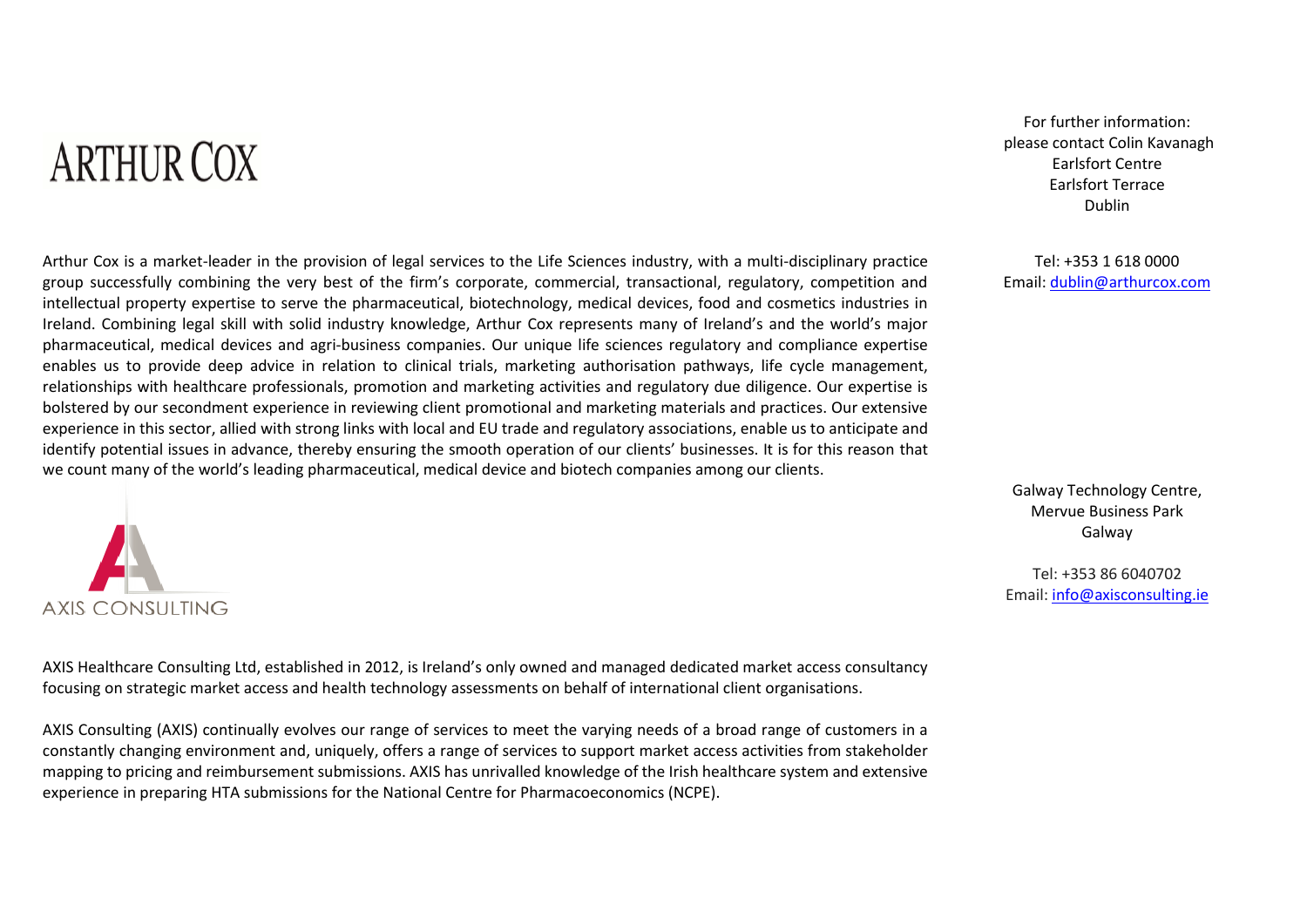# ARTHUR COX

Arthur Cox is a market-leader in the provision of legal services to the Life Sciences industry, with a multi-disciplinary practice group successfully combining the very best of the firm's corporate, commercial, transactional, regulatory, competition and intellectual property expertise to serve the pharmaceutical, biotechnology, medical devices, food and cosmetics industries in Ireland. Combining legal skill with solid industry knowledge, Arthur Cox represents many of Ireland's and the world's major pharmaceutical, medical devices and agri-business companies. Our unique life sciences regulatory and compliance expertise enables us to provide deep advice in relation to clinical trials, marketing authorisation pathways, life cycle management, relationships with healthcare professionals, promotion and marketing activities and regulatory due diligence. Our expertise is bolstered by our secondment experience in reviewing client promotional and marketing materials and practices. Our extensive experience in this sector, allied with strong links with local and EU trade and regulatory associations, enable us to anticipate and identify potential issues in advance, thereby ensuring the smooth operation of our clients' businesses. It is for this reason that we count many of the world's leading pharmaceutical, medical device and biotech companies among our clients.

For further information:
please contact Colin Kavanagh
Earlsfort Centre
Earlsfort Terrace
Dublin

Tel: +353 1 618 0000
Email: dublin@arthurcox.com

AXIS CONSULTING

AXIS Healthcare Consulting Ltd, established in 2012, is Ireland's only owned and managed dedicated market access consultancy focusing on strategic market access and health technology assessments on behalf of international client organisations.

AXIS Consulting (AXIS) continually evolves our range of services to meet the varying needs of a broad range of customers in a constantly changing environment and, uniquely, offers a range of services to support market access activities from stakeholder mapping to pricing and reimbursement submissions. AXIS has unrivalled knowledge of the Irish healthcare system and extensive experience in preparing HTA submissions for the National Centre for Pharmacoeconomics (NCPE).

Galway Technology Centre,
Mervue Business Park
Galway

Tel: +353 86 6040702
Email: info@axisconsulting.ie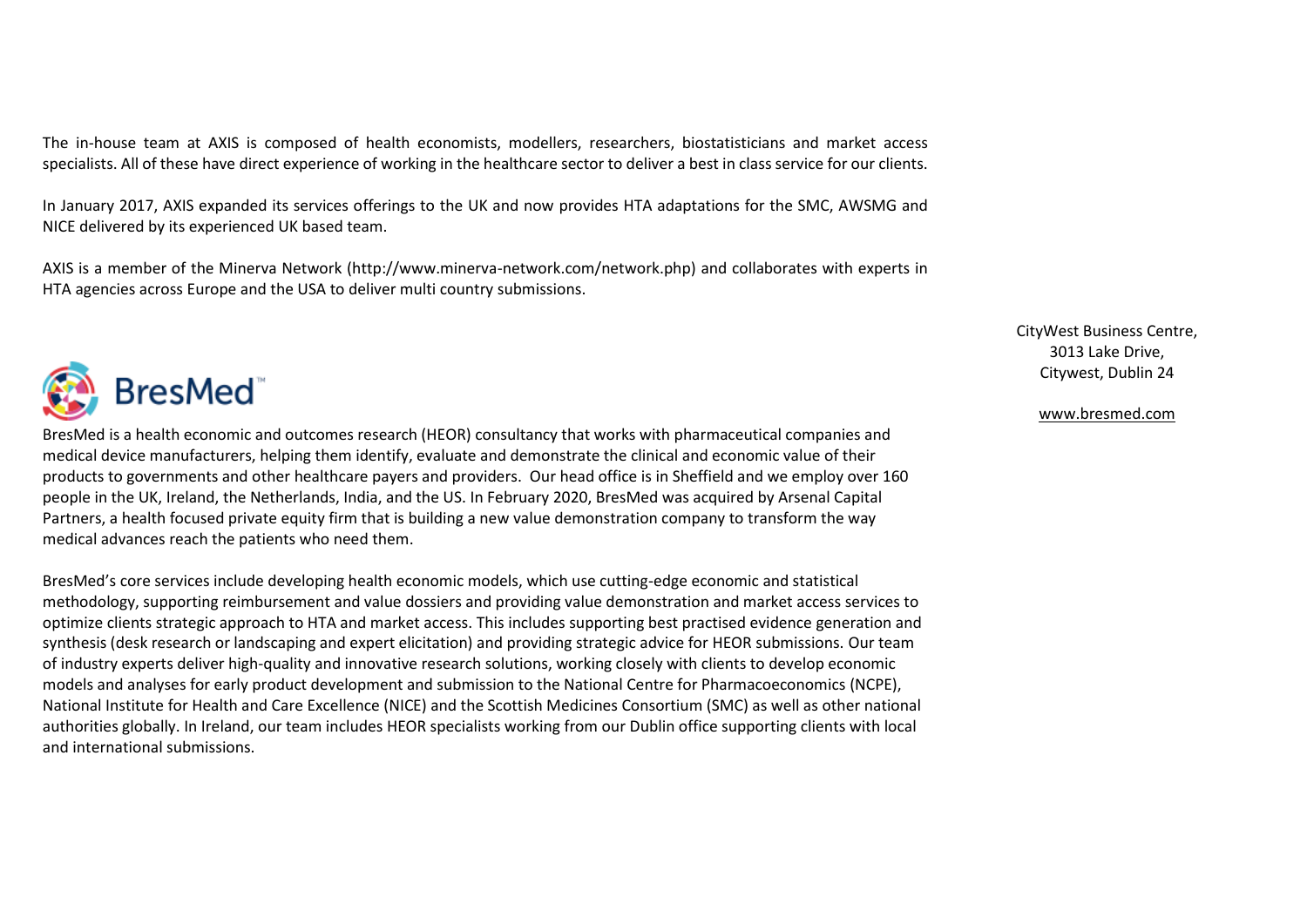The in-house team at AXIS is composed of health economists, modellers, researchers, biostatisticians and market access specialists. All of these have direct experience of working in the healthcare sector to deliver a best in class service for our clients.

In January 2017, AXIS expanded its services offerings to the UK and now provides HTA adaptations for the SMC, AWSMG and NICE delivered by its experienced UK based team.

AXIS is a member of the Minerva Network (http://www.minerva-network.com/network.php) and collaborates with experts in HTA agencies across Europe and the USA to deliver multi country submissions.

## BresMed™

CityWest Business Centre,
3013 Lake Drive,
Citywest, Dublin 24

www.bresmed.com

BresMed is a health economic and outcomes research (HEOR) consultancy that works with pharmaceutical companies and medical device manufacturers, helping them identify, evaluate and demonstrate the clinical and economic value of their products to governments and other healthcare payers and providers. Our head office is in Sheffield and we employ over 160 people in the UK, Ireland, the Netherlands, India, and the US. In February 2020, BresMed was acquired by Arsenal Capital Partners, a health focused private equity firm that is building a new value demonstration company to transform the way medical advances reach the patients who need them.

BresMed's core services include developing health economic models, which use cutting-edge economic and statistical methodology, supporting reimbursement and value dossiers and providing value demonstration and market access services to optimize clients strategic approach to HTA and market access. This includes supporting best practised evidence generation and synthesis (desk research or landscaping and expert elicitation) and providing strategic advice for HEOR submissions. Our team of industry experts deliver high-quality and innovative research solutions, working closely with clients to develop economic models and analyses for early product development and submission to the National Centre for Pharmacoeconomics (NCPE), National Institute for Health and Care Excellence (NICE) and the Scottish Medicines Consortium (SMC) as well as other national authorities globally. In Ireland, our team includes HEOR specialists working from our Dublin office supporting clients with local and international submissions.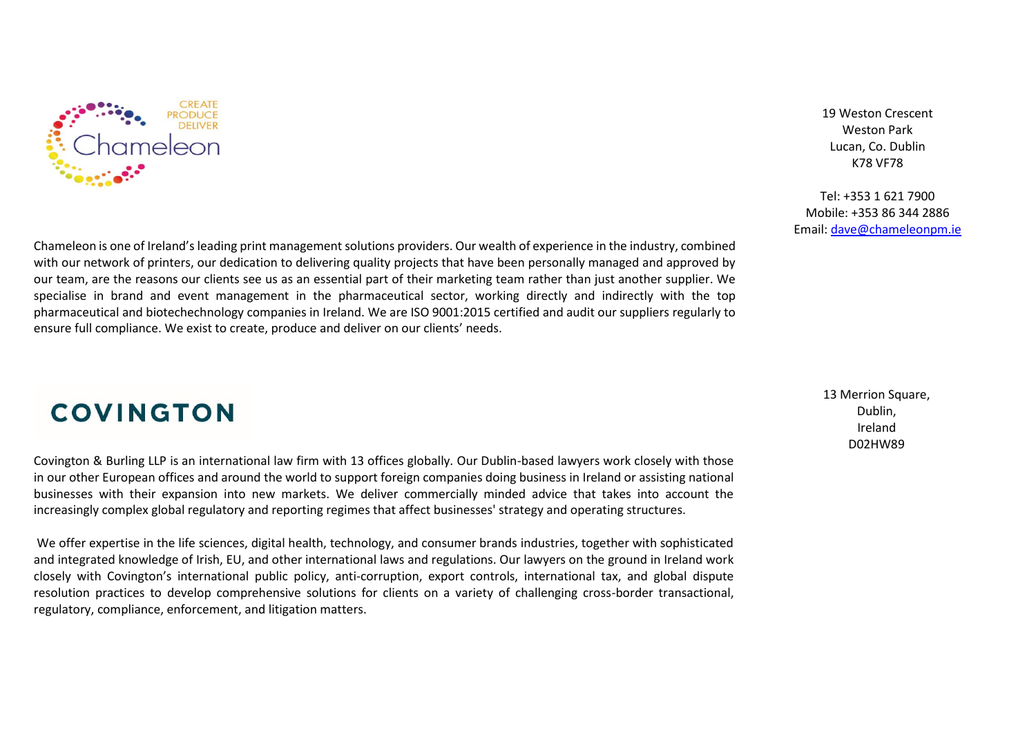## Chameleon

CREATE
PRODUCE
DELIVER

19 Weston Crescent
Weston Park
Lucan, Co. Dublin
K78 VF78

Tel: +353 1 621 7900
Mobile: +353 86 344 2886
Email: dave@chameleonpm.ie

Chameleon is one of Ireland's leading print management solutions providers. Our wealth of experience in the industry, combined with our network of printers, our dedication to delivering quality projects that have been personally managed and approved by our team, are the reasons our clients see us as an essential part of their marketing team rather than just another supplier. We specialise in brand and event management in the pharmaceutical sector, working directly and indirectly with the top pharmaceutical and biotechechnology companies in Ireland. We are ISO 9001:2015 certified and audit our suppliers regularly to ensure full compliance. We exist to create, produce and deliver on our clients' needs.

## COVINGTON

13 Merrion Square,
Dublin,
Ireland
D02HW89

Covington & Burling LLP is an international law firm with 13 offices globally. Our Dublin-based lawyers work closely with those in our other European offices and around the world to support foreign companies doing business in Ireland or assisting national businesses with their expansion into new markets. We deliver commercially minded advice that takes into account the increasingly complex global regulatory and reporting regimes that affect businesses' strategy and operating structures.

We offer expertise in the life sciences, digital health, technology, and consumer brands industries, together with sophisticated and integrated knowledge of Irish, EU, and other international laws and regulations. Our lawyers on the ground in Ireland work closely with Covington's international public policy, anti-corruption, export controls, international tax, and global dispute resolution practices to develop comprehensive solutions for clients on a variety of challenging cross-border transactional, regulatory, compliance, enforcement, and litigation matters.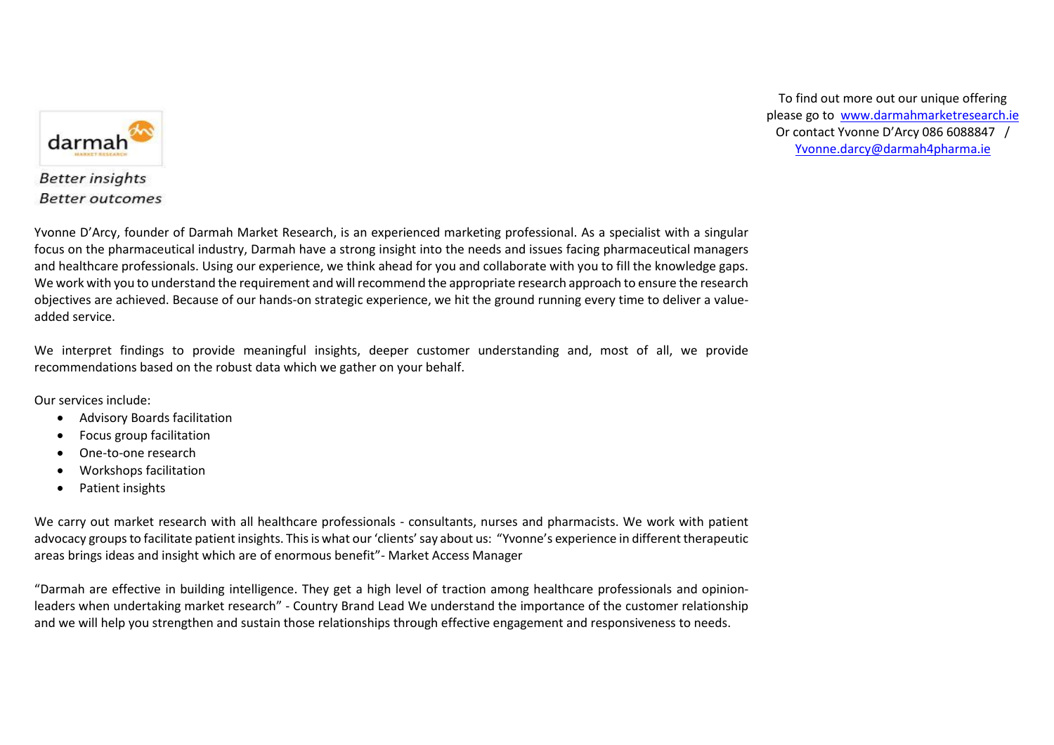To find out more out our unique offering please go to [www.darmahmarketresearch.ie](http://www.darmahmarketresearch.ie)
Or contact Yvonne D'Arcy 086 6088847 / [Yvonne.darcy@darmah4pharma.ie](mailto:Yvonne.darcy@darmah4pharma.ie)

*Better insights*
*Better outcomes*

Yvonne D'Arcy, founder of Darmah Market Research, is an experienced marketing professional. As a specialist with a singular focus on the pharmaceutical industry, Darmah have a strong insight into the needs and issues facing pharmaceutical managers and healthcare professionals. Using our experience, we think ahead for you and collaborate with you to fill the knowledge gaps. We work with you to understand the requirement and will recommend the appropriate research approach to ensure the research objectives are achieved. Because of our hands-on strategic experience, we hit the ground running every time to deliver a value-added service.

We interpret findings to provide meaningful insights, deeper customer understanding and, most of all, we provide recommendations based on the robust data which we gather on your behalf.

Our services include:

- Advisory Boards facilitation
- Focus group facilitation
- One-to-one research
- Workshops facilitation
- Patient insights

We carry out market research with all healthcare professionals - consultants, nurses and pharmacists. We work with patient advocacy groups to facilitate patient insights. This is what our 'clients' say about us: "Yvonne's experience in different therapeutic areas brings ideas and insight which are of enormous benefit"- Market Access Manager

"Darmah are effective in building intelligence. They get a high level of traction among healthcare professionals and opinion-leaders when undertaking market research" - Country Brand Lead We understand the importance of the customer relationship and we will help you strengthen and sustain those relationships through effective engagement and responsiveness to needs.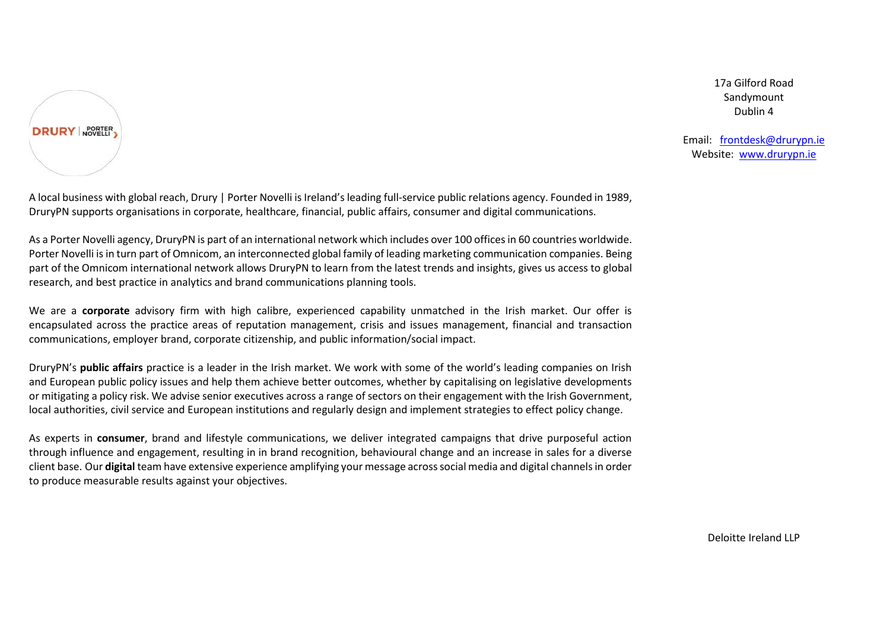17a Gilford Road
Sandymount
Dublin 4

Email: frontdesk@drurypn.ie
Website: www.drurypn.ie

A local business with global reach, Drury | Porter Novelli is Ireland's leading full-service public relations agency. Founded in 1989, DruryPN supports organisations in corporate, healthcare, financial, public affairs, consumer and digital communications.

As a Porter Novelli agency, DruryPN is part of an international network which includes over 100 offices in 60 countries worldwide. Porter Novelli is in turn part of Omnicom, an interconnected global family of leading marketing communication companies. Being part of the Omnicom international network allows DruryPN to learn from the latest trends and insights, gives us access to global research, and best practice in analytics and brand communications planning tools.

We are a **corporate** advisory firm with high calibre, experienced capability unmatched in the Irish market. Our offer is encapsulated across the practice areas of reputation management, crisis and issues management, financial and transaction communications, employer brand, corporate citizenship, and public information/social impact.

DruryPN's **public affairs** practice is a leader in the Irish market. We work with some of the world's leading companies on Irish and European public policy issues and help them achieve better outcomes, whether by capitalising on legislative developments or mitigating a policy risk. We advise senior executives across a range of sectors on their engagement with the Irish Government, local authorities, civil service and European institutions and regularly design and implement strategies to effect policy change.

As experts in **consumer**, brand and lifestyle communications, we deliver integrated campaigns that drive purposeful action through influence and engagement, resulting in in brand recognition, behavioural change and an increase in sales for a diverse client base. Our **digital** team have extensive experience amplifying your message across social media and digital channels in order to produce measurable results against your objectives.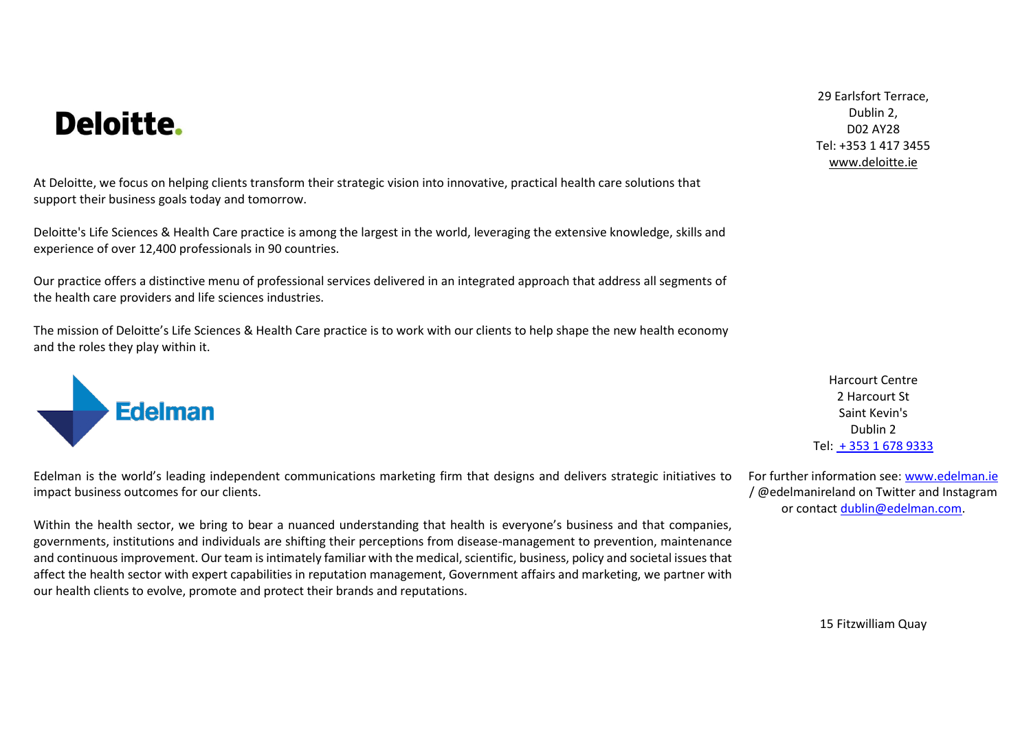# Deloitte.

29 Earlsfort Terrace,
Dublin 2,
D02 AY28
Tel: +353 1 417 3455
www.deloitte.ie

At Deloitte, we focus on helping clients transform their strategic vision into innovative, practical health care solutions that support their business goals today and tomorrow.

Deloitte's Life Sciences & Health Care practice is among the largest in the world, leveraging the extensive knowledge, skills and experience of over 12,400 professionals in 90 countries.

Our practice offers a distinctive menu of professional services delivered in an integrated approach that address all segments of the health care providers and life sciences industries.

The mission of Deloitte's Life Sciences & Health Care practice is to work with our clients to help shape the new health economy and the roles they play within it.

# Edelman

Harcourt Centre
2 Harcourt St
Saint Kevin's
Dublin 2
Tel: + 353 1 678 9333

Edelman is the world's leading independent communications marketing firm that designs and delivers strategic initiatives to impact business outcomes for our clients.

Within the health sector, we bring to bear a nuanced understanding that health is everyone's business and that companies, governments, institutions and individuals are shifting their perceptions from disease-management to prevention, maintenance and continuous improvement. Our team is intimately familiar with the medical, scientific, business, policy and societal issues that affect the health sector with expert capabilities in reputation management, Government affairs and marketing, we partner with our health clients to evolve, promote and protect their brands and reputations.

For further information see: www.edelman.ie / @edelmanireland on Twitter and Instagram or contact dublin@edelman.com.

15 Fitzwilliam Quay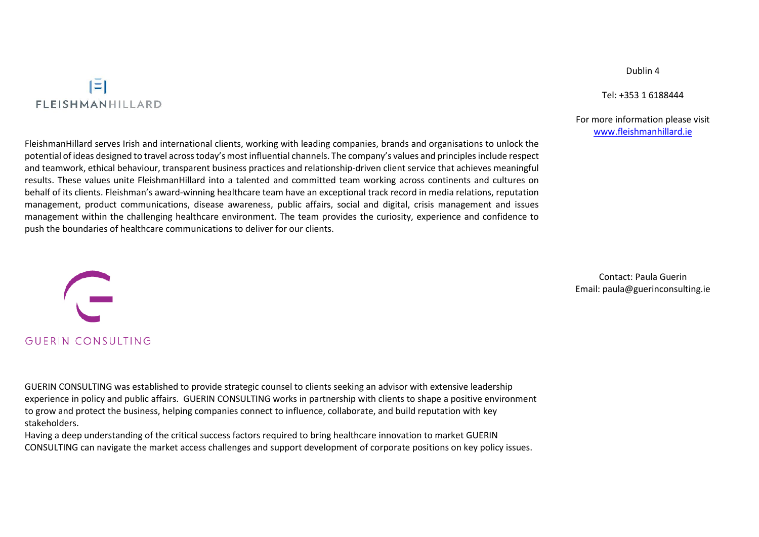FLEISHMANHILLARD

Dublin 4

Tel: +353 1 6188444

For more information please visit [www.fleishmanhillard.ie](http://www.fleishmanhillard.ie)

FleishmanHillard serves Irish and international clients, working with leading companies, brands and organisations to unlock the potential of ideas designed to travel across today's most influential channels. The company's values and principles include respect and teamwork, ethical behaviour, transparent business practices and relationship-driven client service that achieves meaningful results. These values unite FleishmanHillard into a talented and committed team working across continents and cultures on behalf of its clients. Fleishman's award-winning healthcare team have an exceptional track record in media relations, reputation management, product communications, disease awareness, public affairs, social and digital, crisis management and issues management within the challenging healthcare environment. The team provides the curiosity, experience and confidence to push the boundaries of healthcare communications to deliver for our clients.

GUERIN CONSULTING

Contact: Paula Guerin
Email: paula@guerinconsulting.ie

GUERIN CONSULTING was established to provide strategic counsel to clients seeking an advisor with extensive leadership experience in policy and public affairs. GUERIN CONSULTING works in partnership with clients to shape a positive environment to grow and protect the business, helping companies connect to influence, collaborate, and build reputation with key stakeholders.

Having a deep understanding of the critical success factors required to bring healthcare innovation to market GUERIN CONSULTING can navigate the market access challenges and support development of corporate positions on key policy issues.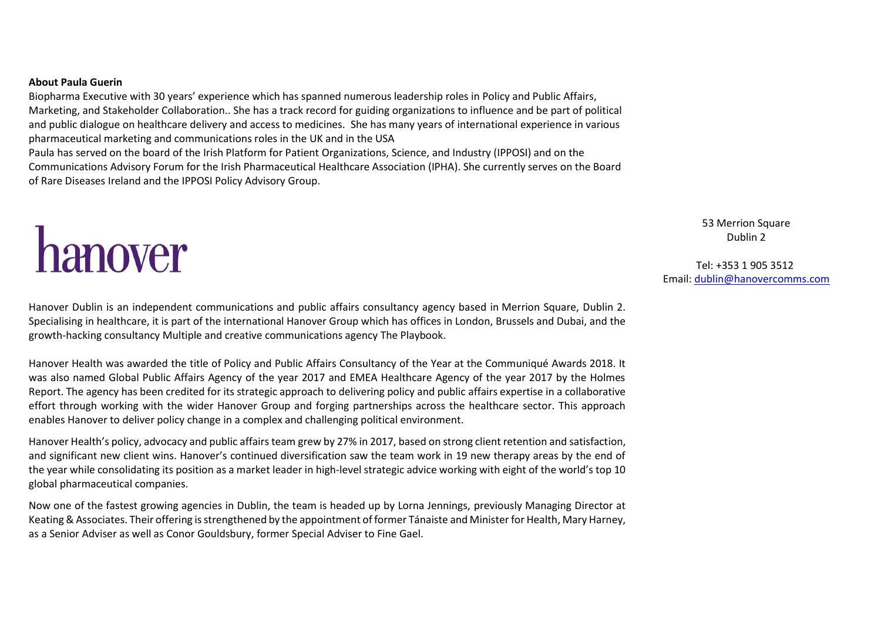**About Paula Guerin**

Biopharma Executive with 30 years' experience which has spanned numerous leadership roles in Policy and Public Affairs, Marketing, and Stakeholder Collaboration.. She has a track record for guiding organizations to influence and be part of political and public dialogue on healthcare delivery and access to medicines. She has many years of international experience in various pharmaceutical marketing and communications roles in the UK and in the USA

Paula has served on the board of the Irish Platform for Patient Organizations, Science, and Industry (IPPOSI) and on the Communications Advisory Forum for the Irish Pharmaceutical Healthcare Association (IPHA). She currently serves on the Board of Rare Diseases Ireland and the IPPOSI Policy Advisory Group.

# hanover

53 Merrion Square
Dublin 2

Tel: +353 1 905 3512
Email: dublin@hanovercomms.com

Hanover Dublin is an independent communications and public affairs consultancy agency based in Merrion Square, Dublin 2. Specialising in healthcare, it is part of the international Hanover Group which has offices in London, Brussels and Dubai, and the growth-hacking consultancy Multiple and creative communications agency The Playbook.

Hanover Health was awarded the title of Policy and Public Affairs Consultancy of the Year at the Communiqué Awards 2018. It was also named Global Public Affairs Agency of the year 2017 and EMEA Healthcare Agency of the year 2017 by the Holmes Report. The agency has been credited for its strategic approach to delivering policy and public affairs expertise in a collaborative effort through working with the wider Hanover Group and forging partnerships across the healthcare sector. This approach enables Hanover to deliver policy change in a complex and challenging political environment.

Hanover Health's policy, advocacy and public affairs team grew by 27% in 2017, based on strong client retention and satisfaction, and significant new client wins. Hanover's continued diversification saw the team work in 19 new therapy areas by the end of the year while consolidating its position as a market leader in high-level strategic advice working with eight of the world's top 10 global pharmaceutical companies.

Now one of the fastest growing agencies in Dublin, the team is headed up by Lorna Jennings, previously Managing Director at Keating & Associates. Their offering is strengthened by the appointment of former Tánaiste and Minister for Health, Mary Harney, as a Senior Adviser as well as Conor Gouldsbury, former Special Adviser to Fine Gael.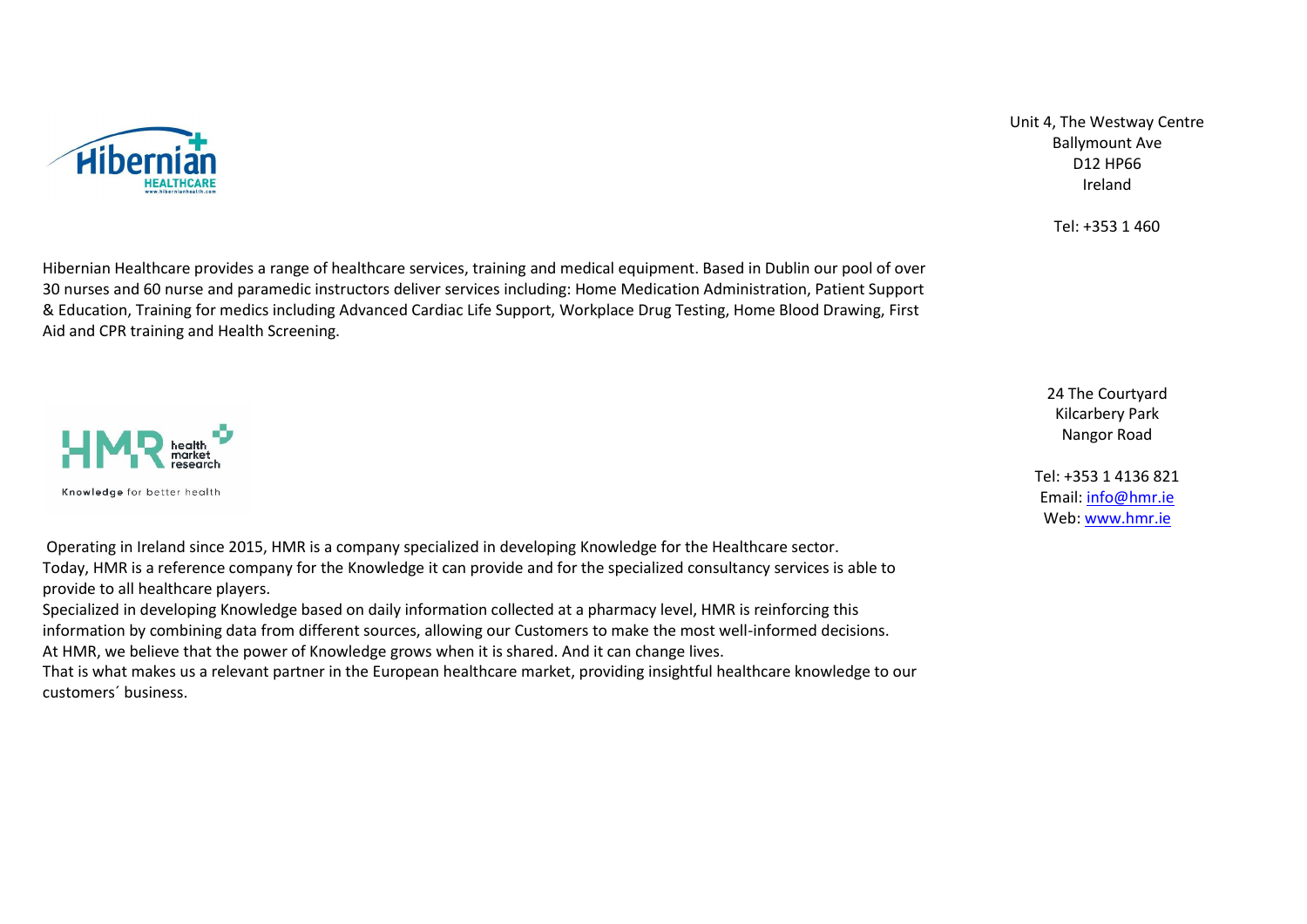Unit 4, The Westway Centre
Ballymount Ave
D12 HP66
Ireland

Tel: +353 1 460

Hibernian Healthcare provides a range of healthcare services, training and medical equipment. Based in Dublin our pool of over 30 nurses and 60 nurse and paramedic instructors deliver services including: Home Medication Administration, Patient Support & Education, Training for medics including Advanced Cardiac Life Support, Workplace Drug Testing, Home Blood Drawing, First Aid and CPR training and Health Screening.

24 The Courtyard
Kilcarbery Park
Nangor Road

Tel: +353 1 4136 821
Email: info@hmr.ie
Web: www.hmr.ie

Operating in Ireland since 2015, HMR is a company specialized in developing Knowledge for the Healthcare sector.
Today, HMR is a reference company for the Knowledge it can provide and for the specialized consultancy services is able to provide to all healthcare players.
Specialized in developing Knowledge based on daily information collected at a pharmacy level, HMR is reinforcing this information by combining data from different sources, allowing our Customers to make the most well-informed decisions.
At HMR, we believe that the power of Knowledge grows when it is shared. And it can change lives.
That is what makes us a relevant partner in the European healthcare market, providing insightful healthcare knowledge to our customers´ business.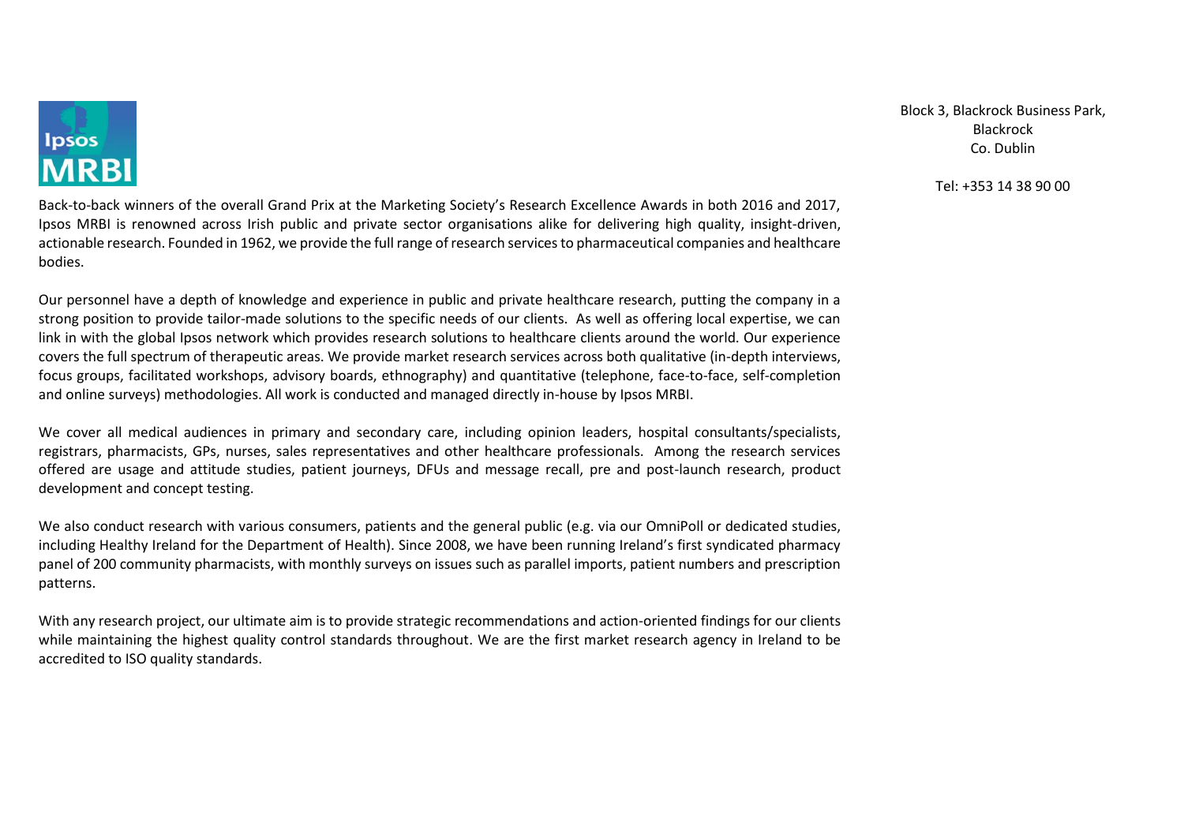**Ipsos MRBI**

Block 3, Blackrock Business Park,
Blackrock
Co. Dublin

Tel: +353 14 38 90 00

Back-to-back winners of the overall Grand Prix at the Marketing Society's Research Excellence Awards in both 2016 and 2017, Ipsos MRBI is renowned across Irish public and private sector organisations alike for delivering high quality, insight-driven, actionable research. Founded in 1962, we provide the full range of research services to pharmaceutical companies and healthcare bodies.

Our personnel have a depth of knowledge and experience in public and private healthcare research, putting the company in a strong position to provide tailor-made solutions to the specific needs of our clients. As well as offering local expertise, we can link in with the global Ipsos network which provides research solutions to healthcare clients around the world. Our experience covers the full spectrum of therapeutic areas. We provide market research services across both qualitative (in-depth interviews, focus groups, facilitated workshops, advisory boards, ethnography) and quantitative (telephone, face-to-face, self-completion and online surveys) methodologies. All work is conducted and managed directly in-house by Ipsos MRBI.

We cover all medical audiences in primary and secondary care, including opinion leaders, hospital consultants/specialists, registrars, pharmacists, GPs, nurses, sales representatives and other healthcare professionals. Among the research services offered are usage and attitude studies, patient journeys, DFUs and message recall, pre and post-launch research, product development and concept testing.

We also conduct research with various consumers, patients and the general public (e.g. via our OmniPoll or dedicated studies, including Healthy Ireland for the Department of Health). Since 2008, we have been running Ireland's first syndicated pharmacy panel of 200 community pharmacists, with monthly surveys on issues such as parallel imports, patient numbers and prescription patterns.

With any research project, our ultimate aim is to provide strategic recommendations and action-oriented findings for our clients while maintaining the highest quality control standards throughout. We are the first market research agency in Ireland to be accredited to ISO quality standards.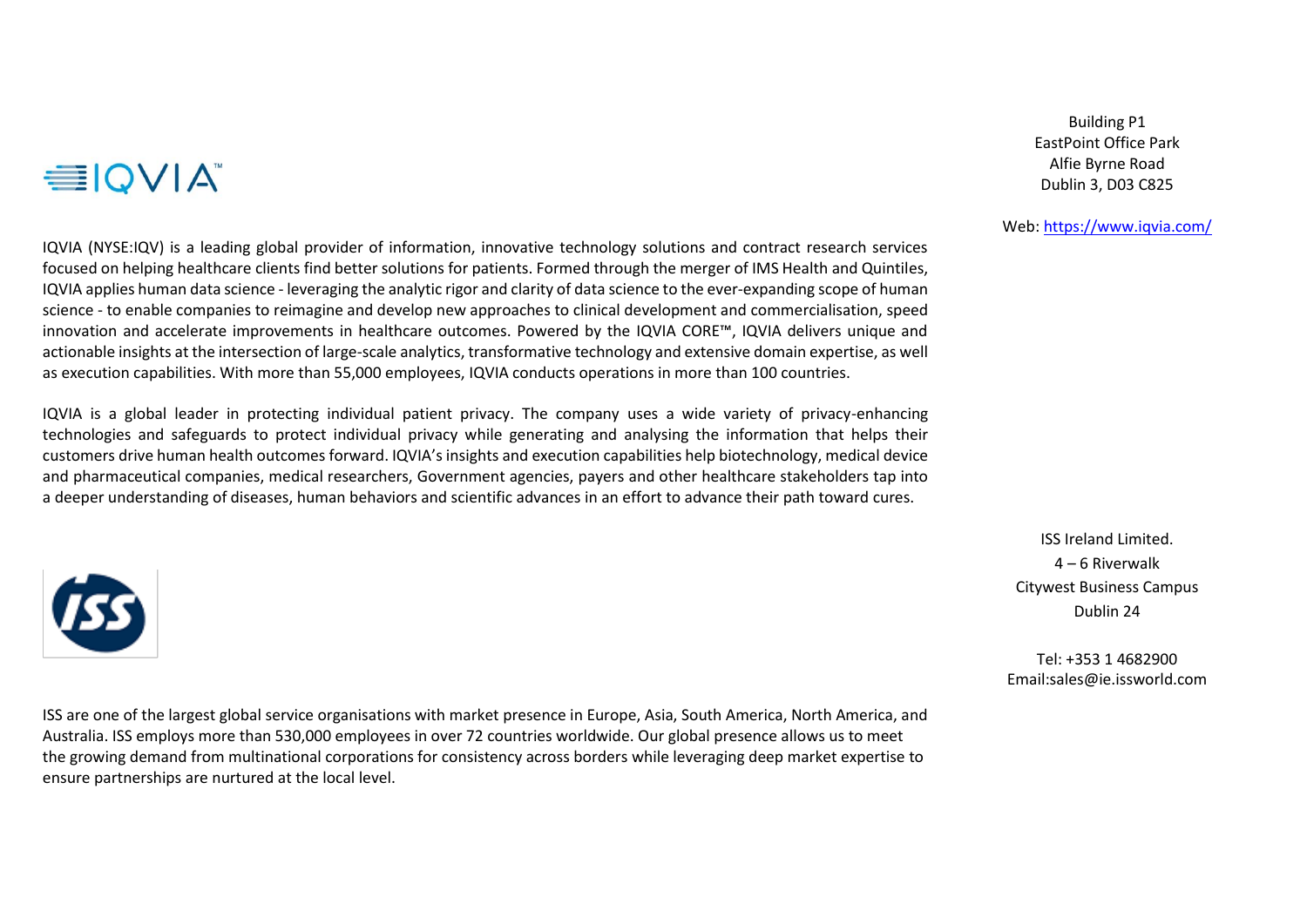IQVIA

Building P1
EastPoint Office Park
Alfie Byrne Road
Dublin 3, D03 C825

Web: https://www.iqvia.com/

IQVIA (NYSE:IQV) is a leading global provider of information, innovative technology solutions and contract research services focused on helping healthcare clients find better solutions for patients. Formed through the merger of IMS Health and Quintiles, IQVIA applies human data science - leveraging the analytic rigor and clarity of data science to the ever-expanding scope of human science - to enable companies to reimagine and develop new approaches to clinical development and commercialisation, speed innovation and accelerate improvements in healthcare outcomes. Powered by the IQVIA CORE™, IQVIA delivers unique and actionable insights at the intersection of large-scale analytics, transformative technology and extensive domain expertise, as well as execution capabilities. With more than 55,000 employees, IQVIA conducts operations in more than 100 countries.

IQVIA is a global leader in protecting individual patient privacy. The company uses a wide variety of privacy-enhancing technologies and safeguards to protect individual privacy while generating and analysing the information that helps their customers drive human health outcomes forward. IQVIA's insights and execution capabilities help biotechnology, medical device and pharmaceutical companies, medical researchers, Government agencies, payers and other healthcare stakeholders tap into a deeper understanding of diseases, human behaviors and scientific advances in an effort to advance their path toward cures.

ISS

ISS Ireland Limited.
4 – 6 Riverwalk
Citywest Business Campus
Dublin 24

Tel: +353 1 4682900
Email:sales@ie.issworld.com

ISS are one of the largest global service organisations with market presence in Europe, Asia, South America, North America, and Australia. ISS employs more than 530,000 employees in over 72 countries worldwide. Our global presence allows us to meet the growing demand from multinational corporations for consistency across borders while leveraging deep market expertise to ensure partnerships are nurtured at the local level.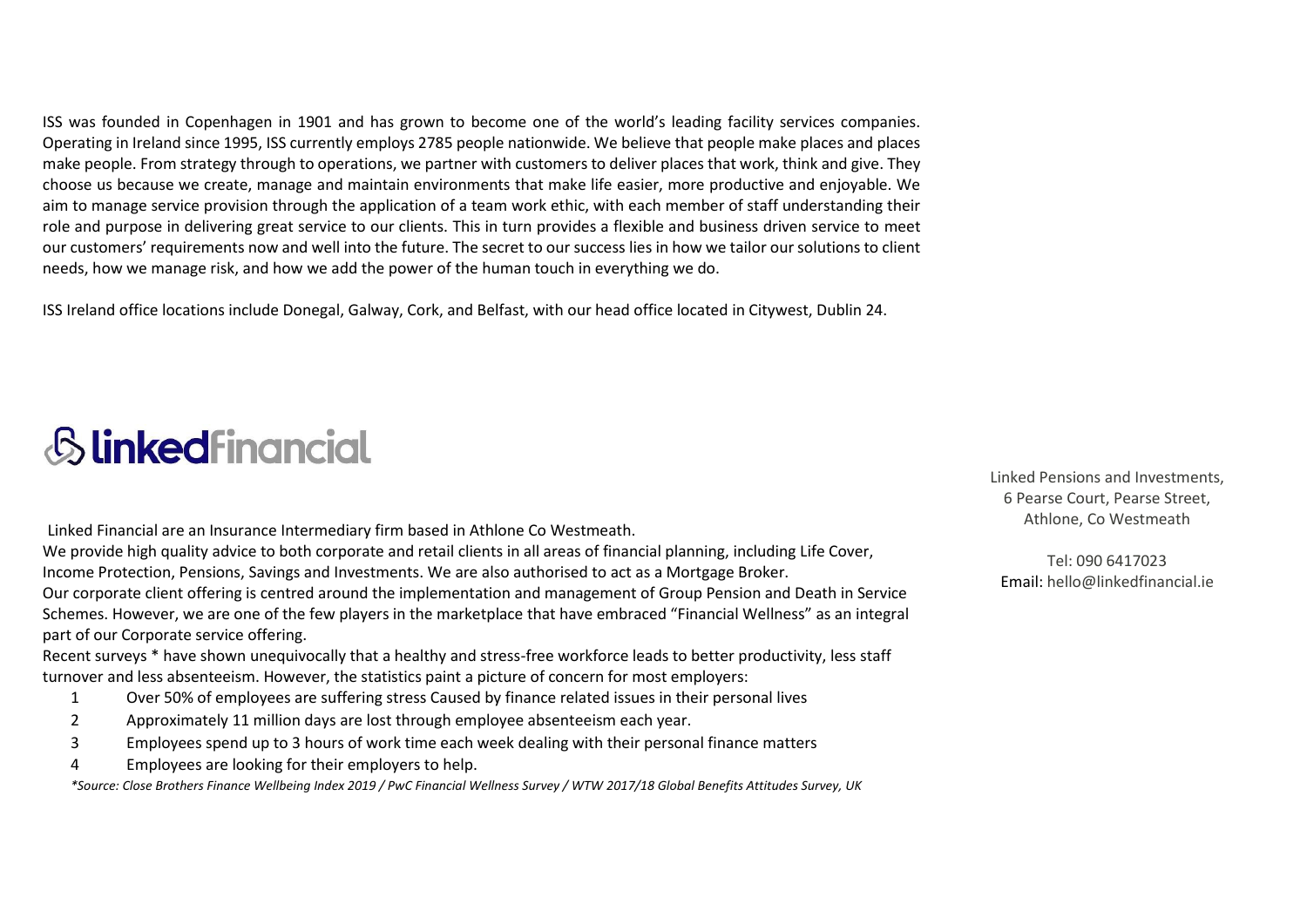ISS was founded in Copenhagen in 1901 and has grown to become one of the world's leading facility services companies. Operating in Ireland since 1995, ISS currently employs 2785 people nationwide. We believe that people make places and places make people. From strategy through to operations, we partner with customers to deliver places that work, think and give. They choose us because we create, manage and maintain environments that make life easier, more productive and enjoyable. We aim to manage service provision through the application of a team work ethic, with each member of staff understanding their role and purpose in delivering great service to our clients. This in turn provides a flexible and business driven service to meet our customers' requirements now and well into the future. The secret to our success lies in how we tailor our solutions to client needs, how we manage risk, and how we add the power of the human touch in everything we do.

ISS Ireland office locations include Donegal, Galway, Cork, and Belfast, with our head office located in Citywest, Dublin 24.

# linkedFinancial

Linked Financial are an Insurance Intermediary firm based in Athlone Co Westmeath.

We provide high quality advice to both corporate and retail clients in all areas of financial planning, including Life Cover, Income Protection, Pensions, Savings and Investments. We are also authorised to act as a Mortgage Broker.

Our corporate client offering is centred around the implementation and management of Group Pension and Death in Service Schemes. However, we are one of the few players in the marketplace that have embraced "Financial Wellness" as an integral part of our Corporate service offering.

Recent surveys * have shown unequivocally that a healthy and stress-free workforce leads to better productivity, less staff turnover and less absenteeism. However, the statistics paint a picture of concern for most employers:

1. Over 50% of employees are suffering stress Caused by finance related issues in their personal lives
2. Approximately 11 million days are lost through employee absenteeism each year.
3. Employees spend up to 3 hours of work time each week dealing with their personal finance matters
4. Employees are looking for their employers to help.

*\*Source: Close Brothers Finance Wellbeing Index 2019 / PwC Financial Wellness Survey / WTW 2017/18 Global Benefits Attitudes Survey, UK*

Linked Pensions and Investments,
6 Pearse Court, Pearse Street,
Athlone, Co Westmeath

Tel: 090 6417023
Email: hello@linkedfinancial.ie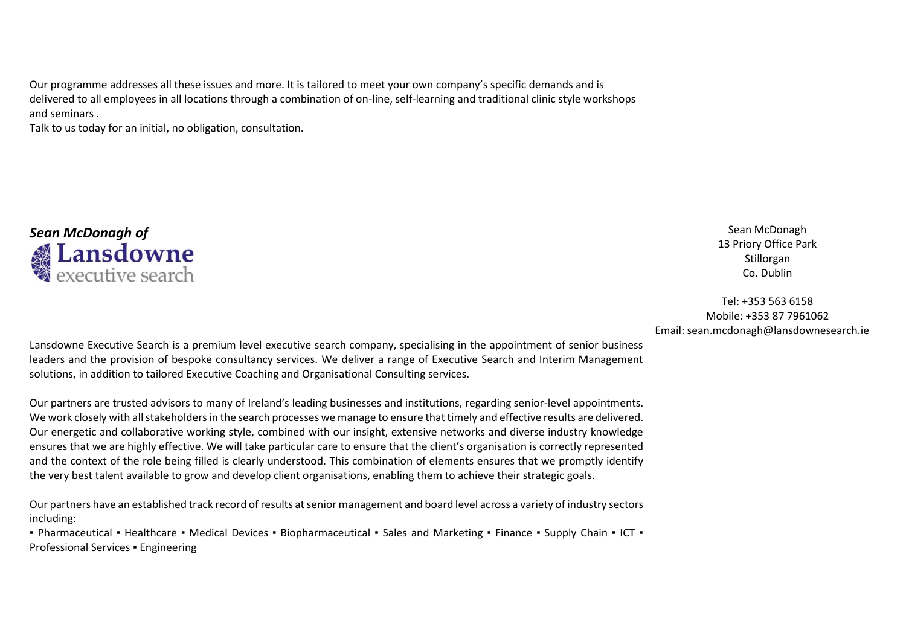Our programme addresses all these issues and more. It is tailored to meet your own company's specific demands and is delivered to all employees in all locations through a combination of on-line, self-learning and traditional clinic style workshops and seminars .

Talk to us today for an initial, no obligation, consultation.

***Sean McDonagh of***

**Lansdowne** executive search

Sean McDonagh
13 Priory Office Park
Stillorgan
Co. Dublin

Tel: +353 563 6158
Mobile: +353 87 7961062
Email: sean.mcdonagh@lansdownesearch.ie

Lansdowne Executive Search is a premium level executive search company, specialising in the appointment of senior business leaders and the provision of bespoke consultancy services. We deliver a range of Executive Search and Interim Management solutions, in addition to tailored Executive Coaching and Organisational Consulting services.

Our partners are trusted advisors to many of Ireland's leading businesses and institutions, regarding senior-level appointments. We work closely with all stakeholders in the search processes we manage to ensure that timely and effective results are delivered. Our energetic and collaborative working style, combined with our insight, extensive networks and diverse industry knowledge ensures that we are highly effective. We will take particular care to ensure that the client's organisation is correctly represented and the context of the role being filled is clearly understood. This combination of elements ensures that we promptly identify the very best talent available to grow and develop client organisations, enabling them to achieve their strategic goals.

Our partners have an established track record of results at senior management and board level across a variety of industry sectors including:

▪ Pharmaceutical ▪ Healthcare ▪ Medical Devices ▪ Biopharmaceutical ▪ Sales and Marketing ▪ Finance ▪ Supply Chain ▪ ICT ▪ Professional Services ▪ Engineering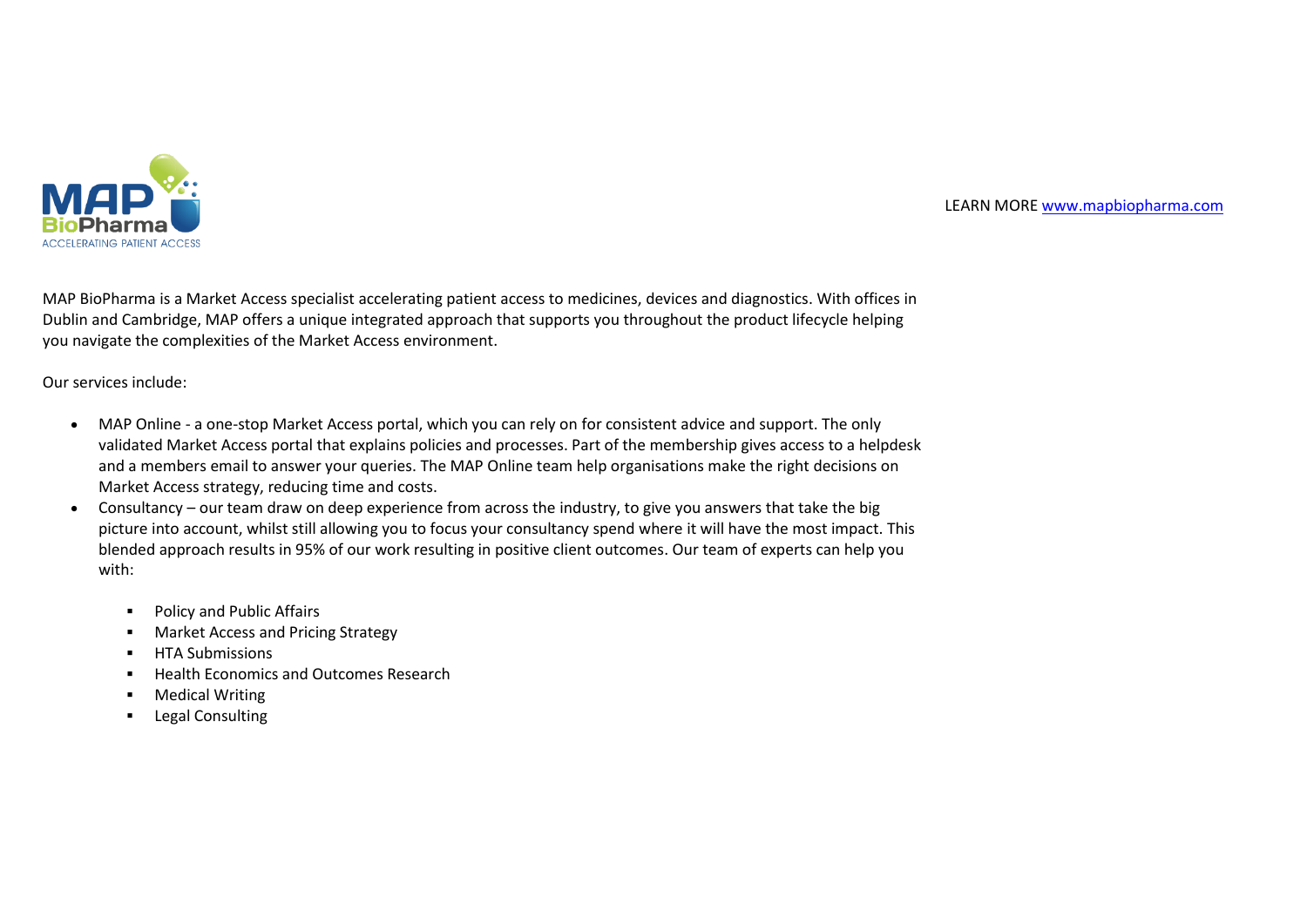MAP BioPharma

ACCELERATING PATIENT ACCESS

LEARN MORE [www.mapbiopharma.com](http://www.mapbiopharma.com)

MAP BioPharma is a Market Access specialist accelerating patient access to medicines, devices and diagnostics. With offices in Dublin and Cambridge, MAP offers a unique integrated approach that supports you throughout the product lifecycle helping you navigate the complexities of the Market Access environment.

Our services include:

- MAP Online - a one-stop Market Access portal, which you can rely on for consistent advice and support. The only validated Market Access portal that explains policies and processes. Part of the membership gives access to a helpdesk and a members email to answer your queries. The MAP Online team help organisations make the right decisions on Market Access strategy, reducing time and costs.
- Consultancy – our team draw on deep experience from across the industry, to give you answers that take the big picture into account, whilst still allowing you to focus your consultancy spend where it will have the most impact. This blended approach results in 95% of our work resulting in positive client outcomes. Our team of experts can help you with:
  - Policy and Public Affairs
  - Market Access and Pricing Strategy
  - HTA Submissions
  - Health Economics and Outcomes Research
  - Medical Writing
  - Legal Consulting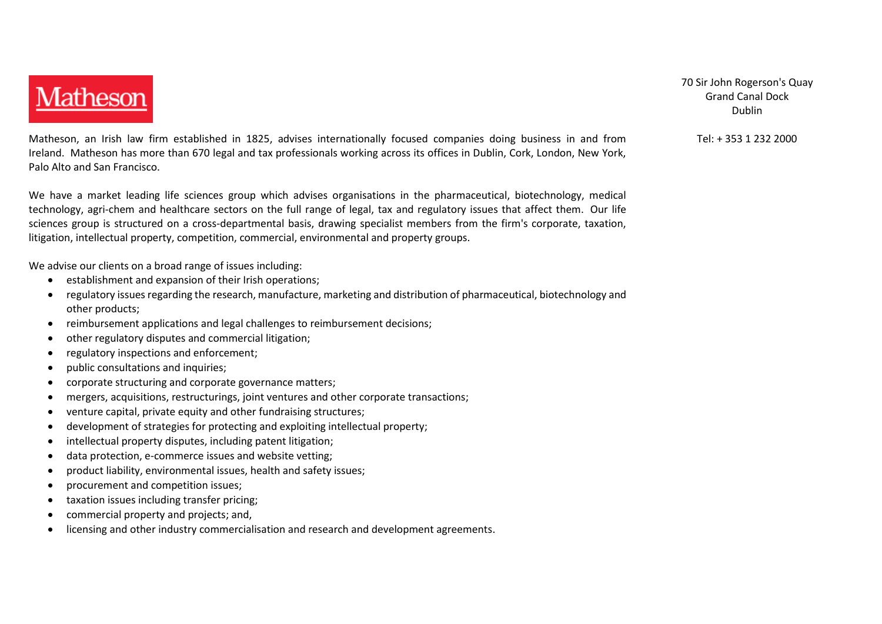# Matheson

70 Sir John Rogerson's Quay
Grand Canal Dock
Dublin

Tel: + 353 1 232 2000

Matheson, an Irish law firm established in 1825, advises internationally focused companies doing business in and from Ireland. Matheson has more than 670 legal and tax professionals working across its offices in Dublin, Cork, London, New York, Palo Alto and San Francisco.

We have a market leading life sciences group which advises organisations in the pharmaceutical, biotechnology, medical technology, agri-chem and healthcare sectors on the full range of legal, tax and regulatory issues that affect them. Our life sciences group is structured on a cross-departmental basis, drawing specialist members from the firm's corporate, taxation, litigation, intellectual property, competition, commercial, environmental and property groups.

We advise our clients on a broad range of issues including:

- establishment and expansion of their Irish operations;
- regulatory issues regarding the research, manufacture, marketing and distribution of pharmaceutical, biotechnology and other products;
- reimbursement applications and legal challenges to reimbursement decisions;
- other regulatory disputes and commercial litigation;
- regulatory inspections and enforcement;
- public consultations and inquiries;
- corporate structuring and corporate governance matters;
- mergers, acquisitions, restructurings, joint ventures and other corporate transactions;
- venture capital, private equity and other fundraising structures;
- development of strategies for protecting and exploiting intellectual property;
- intellectual property disputes, including patent litigation;
- data protection, e-commerce issues and website vetting;
- product liability, environmental issues, health and safety issues;
- procurement and competition issues;
- taxation issues including transfer pricing;
- commercial property and projects; and,
- licensing and other industry commercialisation and research and development agreements.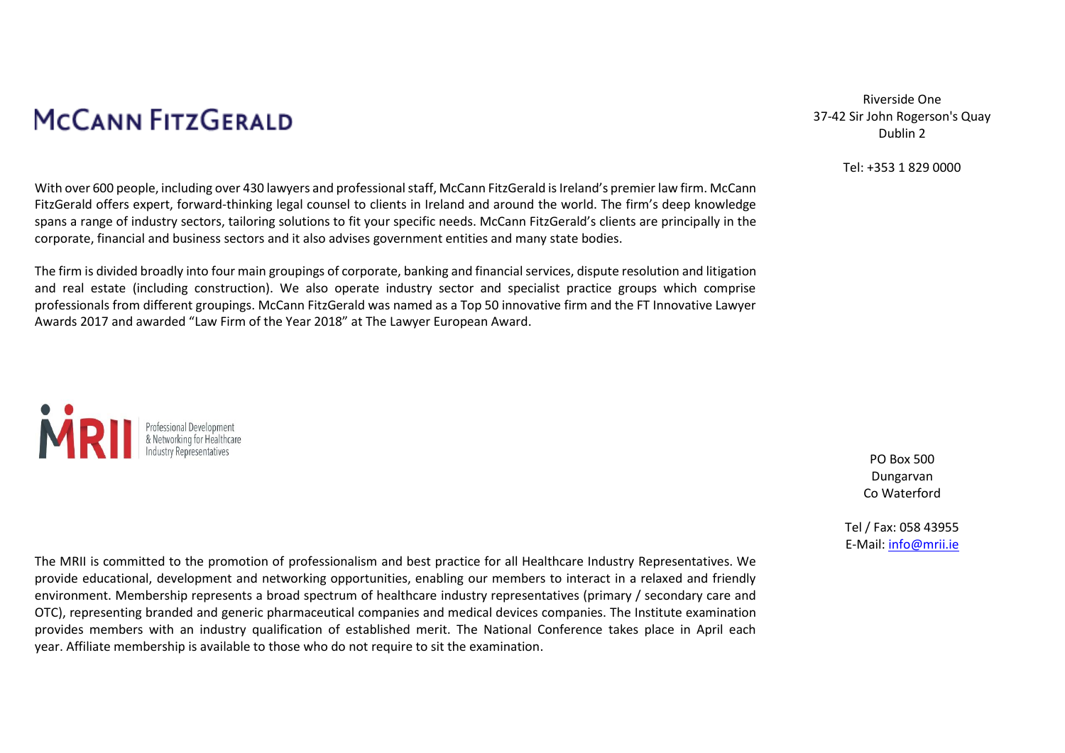# McCann FitzGerald

Riverside One
37-42 Sir John Rogerson's Quay
Dublin 2

Tel: +353 1 829 0000

With over 600 people, including over 430 lawyers and professional staff, McCann FitzGerald is Ireland's premier law firm. McCann FitzGerald offers expert, forward-thinking legal counsel to clients in Ireland and around the world. The firm's deep knowledge spans a range of industry sectors, tailoring solutions to fit your specific needs. McCann FitzGerald's clients are principally in the corporate, financial and business sectors and it also advises government entities and many state bodies.

The firm is divided broadly into four main groupings of corporate, banking and financial services, dispute resolution and litigation and real estate (including construction). We also operate industry sector and specialist practice groups which comprise professionals from different groupings. McCann FitzGerald was named as a Top 50 innovative firm and the FT Innovative Lawyer Awards 2017 and awarded "Law Firm of the Year 2018" at The Lawyer European Award.

# MRII

Professional Development & Networking for Healthcare Industry Representatives

PO Box 500
Dungarvan
Co Waterford

Tel / Fax: 058 43955
E-Mail: info@mrii.ie

The MRII is committed to the promotion of professionalism and best practice for all Healthcare Industry Representatives. We provide educational, development and networking opportunities, enabling our members to interact in a relaxed and friendly environment. Membership represents a broad spectrum of healthcare industry representatives (primary / secondary care and OTC), representing branded and generic pharmaceutical companies and medical devices companies. The Institute examination provides members with an industry qualification of established merit. The National Conference takes place in April each year. Affiliate membership is available to those who do not require to sit the examination.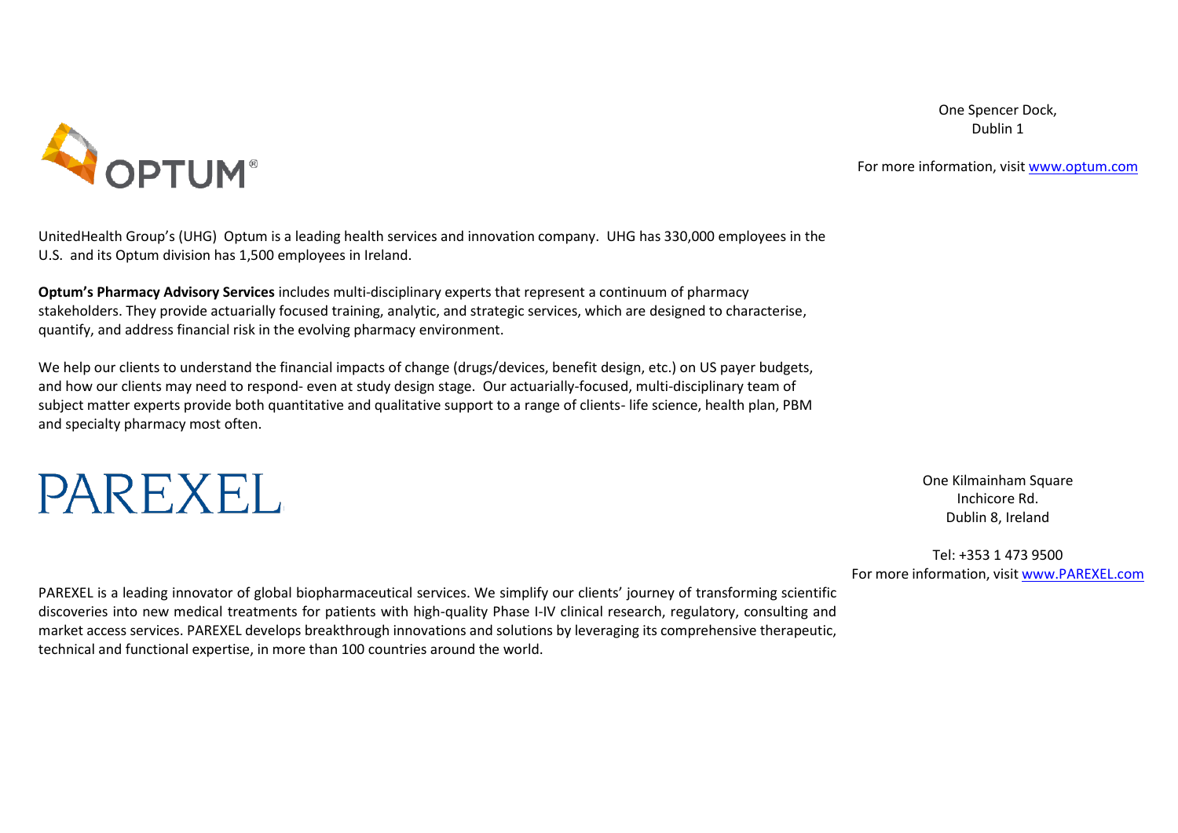# OPTUM®

One Spencer Dock,
Dublin 1

For more information, visit [www.optum.com](http://www.optum.com)

UnitedHealth Group's (UHG) Optum is a leading health services and innovation company. UHG has 330,000 employees in the U.S. and its Optum division has 1,500 employees in Ireland.

**Optum's Pharmacy Advisory Services** includes multi-disciplinary experts that represent a continuum of pharmacy stakeholders. They provide actuarially focused training, analytic, and strategic services, which are designed to characterise, quantify, and address financial risk in the evolving pharmacy environment.

We help our clients to understand the financial impacts of change (drugs/devices, benefit design, etc.) on US payer budgets, and how our clients may need to respond- even at study design stage. Our actuarially-focused, multi-disciplinary team of subject matter experts provide both quantitative and qualitative support to a range of clients- life science, health plan, PBM and specialty pharmacy most often.

# PAREXEL

One Kilmainham Square
Inchicore Rd.
Dublin 8, Ireland

Tel: +353 1 473 9500
For more information, visit [www.PAREXEL.com](http://www.PAREXEL.com)

PAREXEL is a leading innovator of global biopharmaceutical services. We simplify our clients' journey of transforming scientific discoveries into new medical treatments for patients with high-quality Phase I-IV clinical research, regulatory, consulting and market access services. PAREXEL develops breakthrough innovations and solutions by leveraging its comprehensive therapeutic, technical and functional expertise, in more than 100 countries around the world.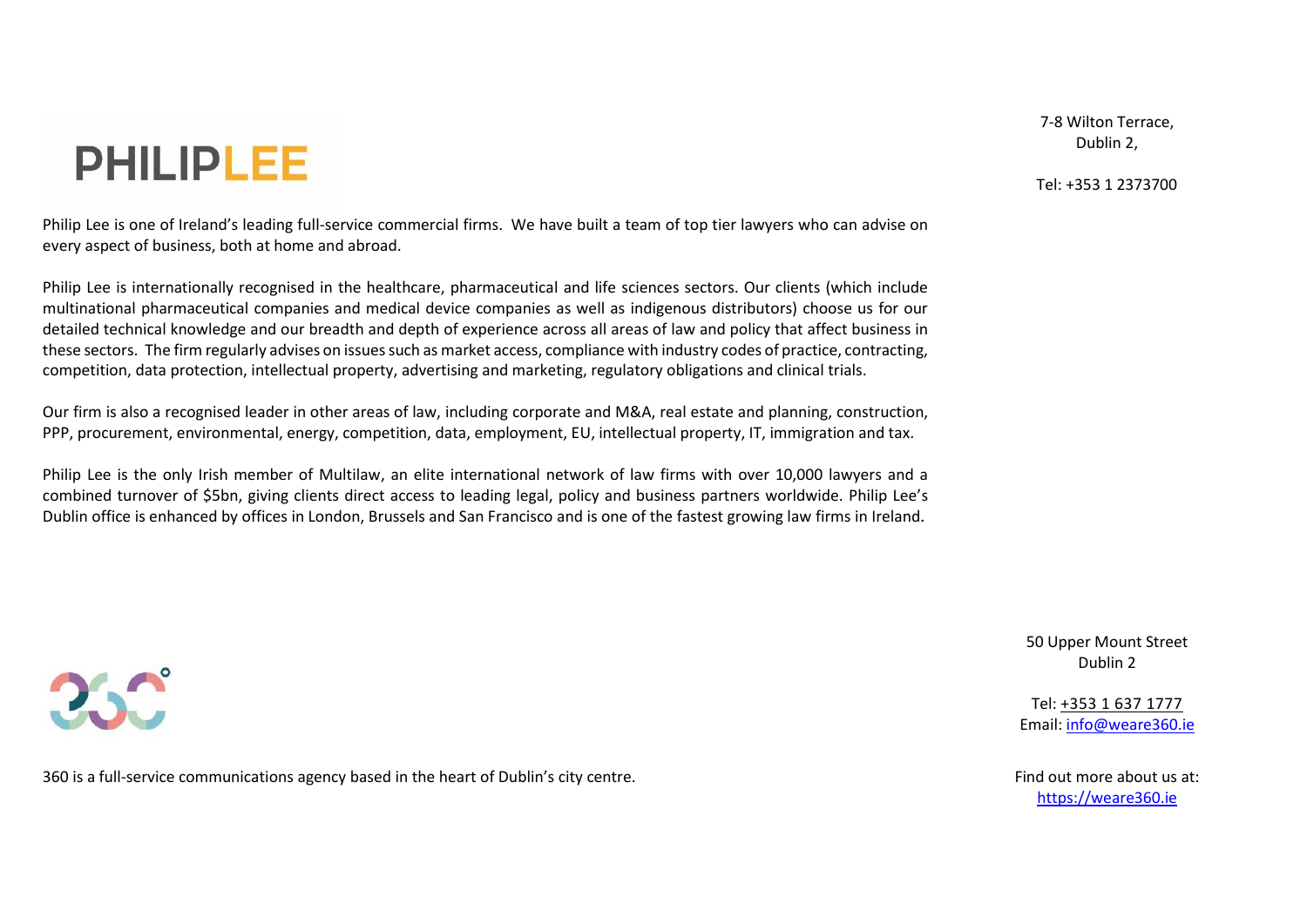# PHILIPLEE

7-8 Wilton Terrace,
Dublin 2,

Tel: +353 1 2373700

Philip Lee is one of Ireland's leading full-service commercial firms. We have built a team of top tier lawyers who can advise on every aspect of business, both at home and abroad.

Philip Lee is internationally recognised in the healthcare, pharmaceutical and life sciences sectors. Our clients (which include multinational pharmaceutical companies and medical device companies as well as indigenous distributors) choose us for our detailed technical knowledge and our breadth and depth of experience across all areas of law and policy that affect business in these sectors. The firm regularly advises on issues such as market access, compliance with industry codes of practice, contracting, competition, data protection, intellectual property, advertising and marketing, regulatory obligations and clinical trials.

Our firm is also a recognised leader in other areas of law, including corporate and M&A, real estate and planning, construction, PPP, procurement, environmental, energy, competition, data, employment, EU, intellectual property, IT, immigration and tax.

Philip Lee is the only Irish member of Multilaw, an elite international network of law firms with over 10,000 lawyers and a combined turnover of $5bn, giving clients direct access to leading legal, policy and business partners worldwide. Philip Lee's Dublin office is enhanced by offices in London, Brussels and San Francisco and is one of the fastest growing law firms in Ireland.

# 360°

50 Upper Mount Street
Dublin 2

Tel: +353 1 637 1777
Email: info@weare360.ie

360 is a full-service communications agency based in the heart of Dublin's city centre.

Find out more about us at:
https://weare360.ie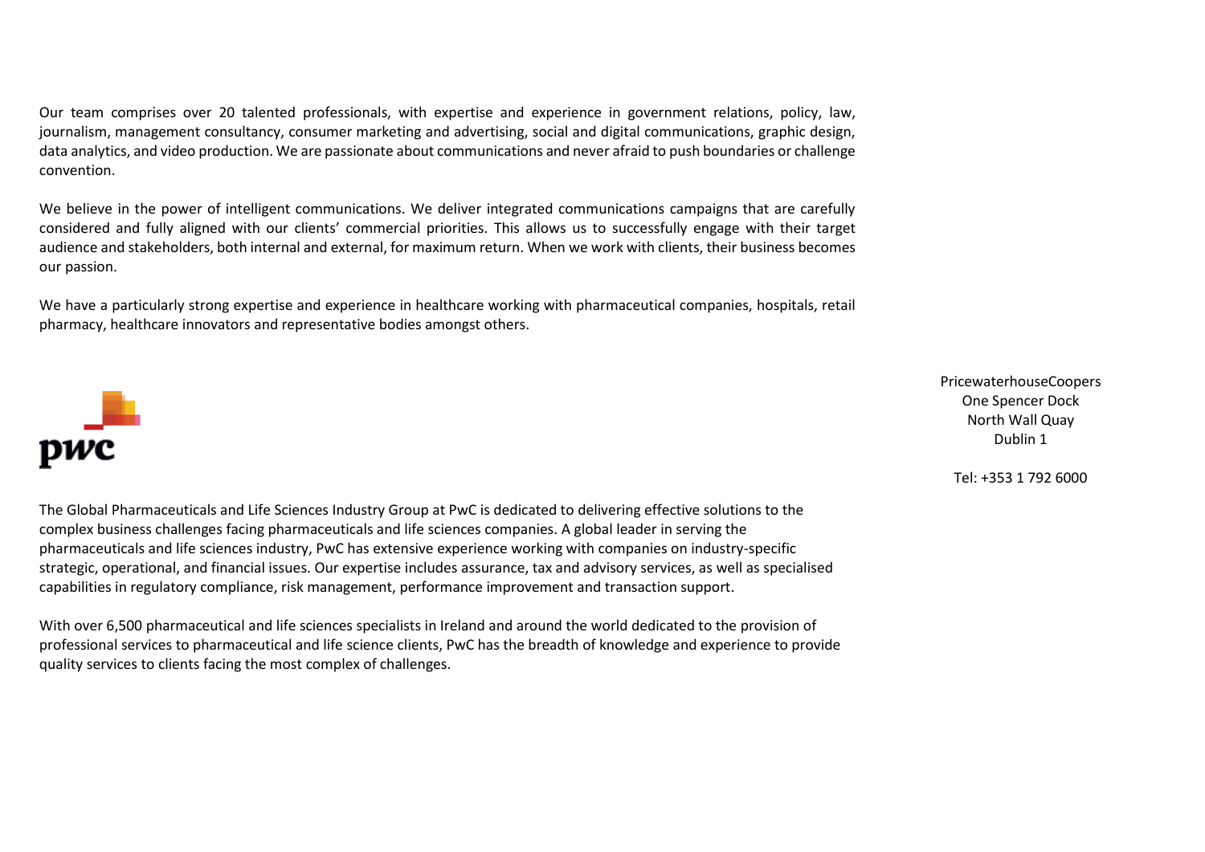Our team comprises over 20 talented professionals, with expertise and experience in government relations, policy, law, journalism, management consultancy, consumer marketing and advertising, social and digital communications, graphic design, data analytics, and video production. We are passionate about communications and never afraid to push boundaries or challenge convention.

We believe in the power of intelligent communications. We deliver integrated communications campaigns that are carefully considered and fully aligned with our clients' commercial priorities. This allows us to successfully engage with their target audience and stakeholders, both internal and external, for maximum return. When we work with clients, their business becomes our passion.

We have a particularly strong expertise and experience in healthcare working with pharmaceutical companies, hospitals, retail pharmacy, healthcare innovators and representative bodies amongst others.

pwc

PricewaterhouseCoopers
One Spencer Dock
North Wall Quay
Dublin 1

Tel: +353 1 792 6000

The Global Pharmaceuticals and Life Sciences Industry Group at PwC is dedicated to delivering effective solutions to the complex business challenges facing pharmaceuticals and life sciences companies. A global leader in serving the pharmaceuticals and life sciences industry, PwC has extensive experience working with companies on industry-specific strategic, operational, and financial issues. Our expertise includes assurance, tax and advisory services, as well as specialised capabilities in regulatory compliance, risk management, performance improvement and transaction support.

With over 6,500 pharmaceutical and life sciences specialists in Ireland and around the world dedicated to the provision of professional services to pharmaceutical and life science clients, PwC has the breadth of knowledge and experience to provide quality services to clients facing the most complex of challenges.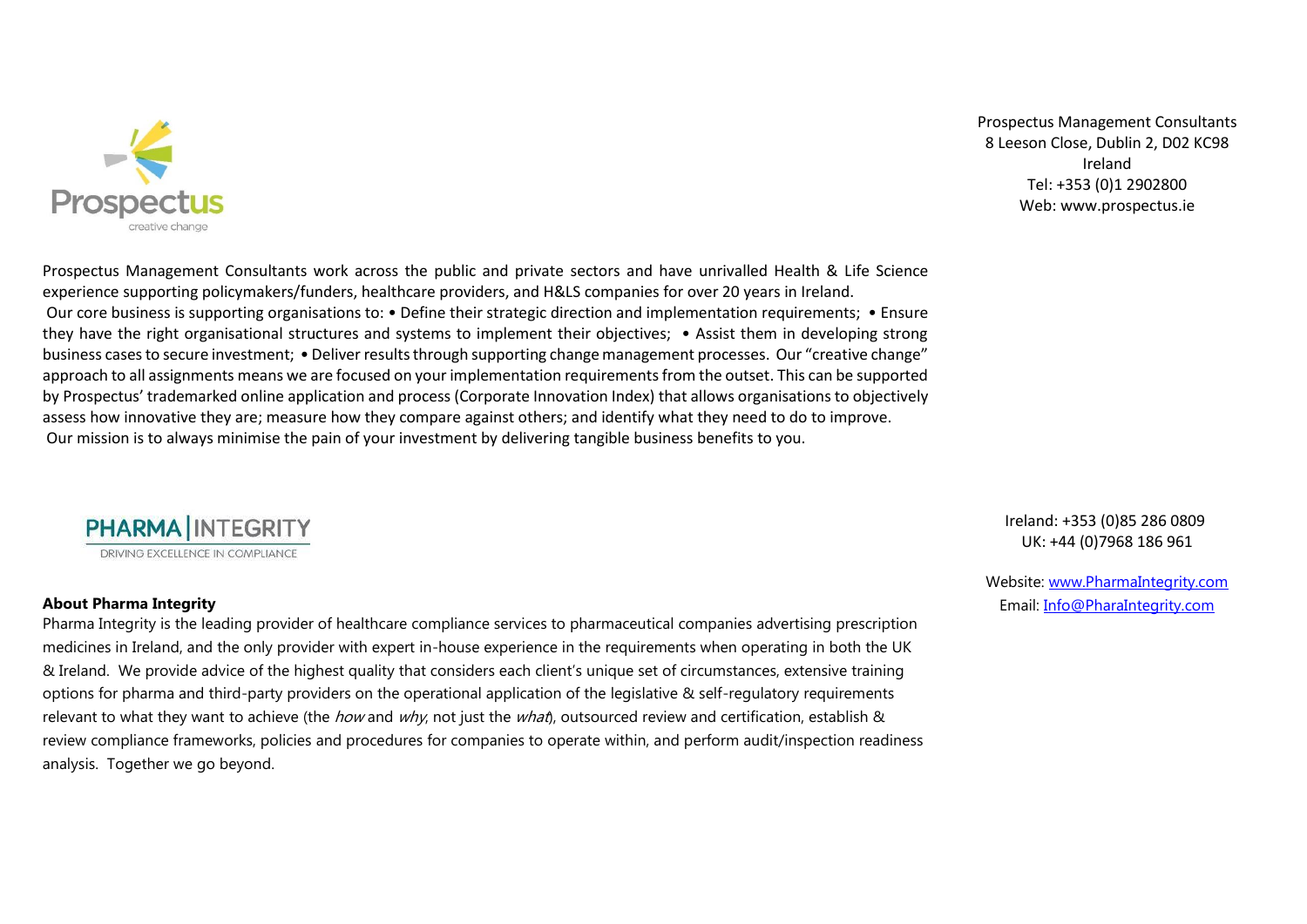Prospectus
creative change

Prospectus Management Consultants
8 Leeson Close, Dublin 2, D02 KC98
Ireland
Tel: +353 (0)1 2902800
Web: www.prospectus.ie

Prospectus Management Consultants work across the public and private sectors and have unrivalled Health & Life Science experience supporting policymakers/funders, healthcare providers, and H&LS companies for over 20 years in Ireland.

Our core business is supporting organisations to: • Define their strategic direction and implementation requirements; • Ensure they have the right organisational structures and systems to implement their objectives; • Assist them in developing strong business cases to secure investment; • Deliver results through supporting change management processes. Our "creative change" approach to all assignments means we are focused on your implementation requirements from the outset. This can be supported by Prospectus' trademarked online application and process (Corporate Innovation Index) that allows organisations to objectively assess how innovative they are; measure how they compare against others; and identify what they need to do to improve.

Our mission is to always minimise the pain of your investment by delivering tangible business benefits to you.

PHARMA | INTEGRITY
DRIVING EXCELLENCE IN COMPLIANCE

Ireland: +353 (0)85 286 0809
UK: +44 (0)7968 186 961

Website: www.PharmaIntegrity.com
Email: Info@PharaIntegrity.com

**About Pharma Integrity**

Pharma Integrity is the leading provider of healthcare compliance services to pharmaceutical companies advertising prescription medicines in Ireland, and the only provider with expert in-house experience in the requirements when operating in both the UK & Ireland. We provide advice of the highest quality that considers each client's unique set of circumstances, extensive training options for pharma and third-party providers on the operational application of the legislative & self-regulatory requirements relevant to what they want to achieve (the *how* and *why*, not just the *what*), outsourced review and certification, establish & review compliance frameworks, policies and procedures for companies to operate within, and perform audit/inspection readiness analysis. Together we go beyond.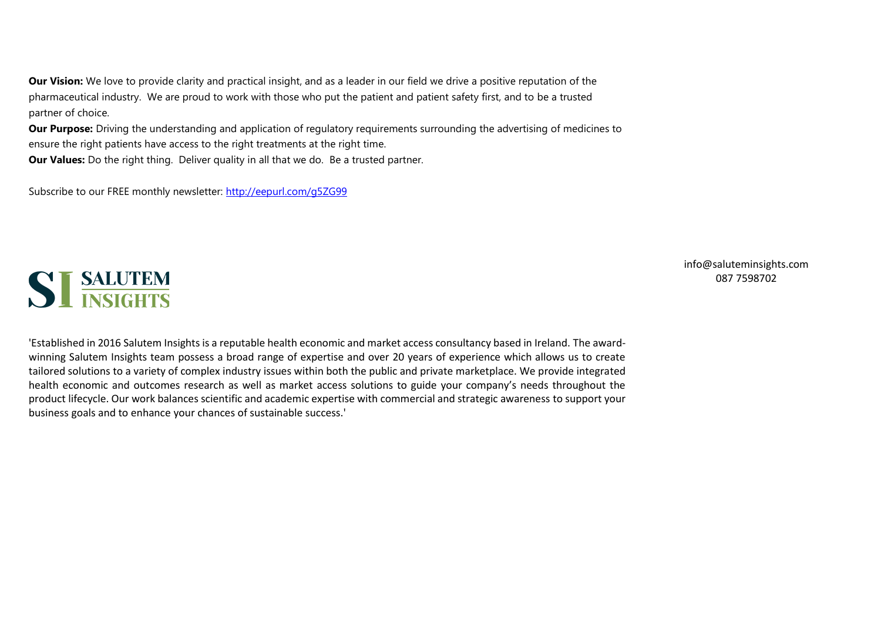**Our Vision:** We love to provide clarity and practical insight, and as a leader in our field we drive a positive reputation of the pharmaceutical industry. We are proud to work with those who put the patient and patient safety first, and to be a trusted partner of choice.

**Our Purpose:** Driving the understanding and application of regulatory requirements surrounding the advertising of medicines to ensure the right patients have access to the right treatments at the right time.

**Our Values:** Do the right thing. Deliver quality in all that we do. Be a trusted partner.

Subscribe to our FREE monthly newsletter: [http://eepurl.com/g5ZG99](http://eepurl.com/g5ZG99)

SALUTEM INSIGHTS

info@saluteminsights.com
087 7598702

'Established in 2016 Salutem Insights is a reputable health economic and market access consultancy based in Ireland. The award-winning Salutem Insights team possess a broad range of expertise and over 20 years of experience which allows us to create tailored solutions to a variety of complex industry issues within both the public and private marketplace. We provide integrated health economic and outcomes research as well as market access solutions to guide your company's needs throughout the product lifecycle. Our work balances scientific and academic expertise with commercial and strategic awareness to support your business goals and to enhance your chances of sustainable success.'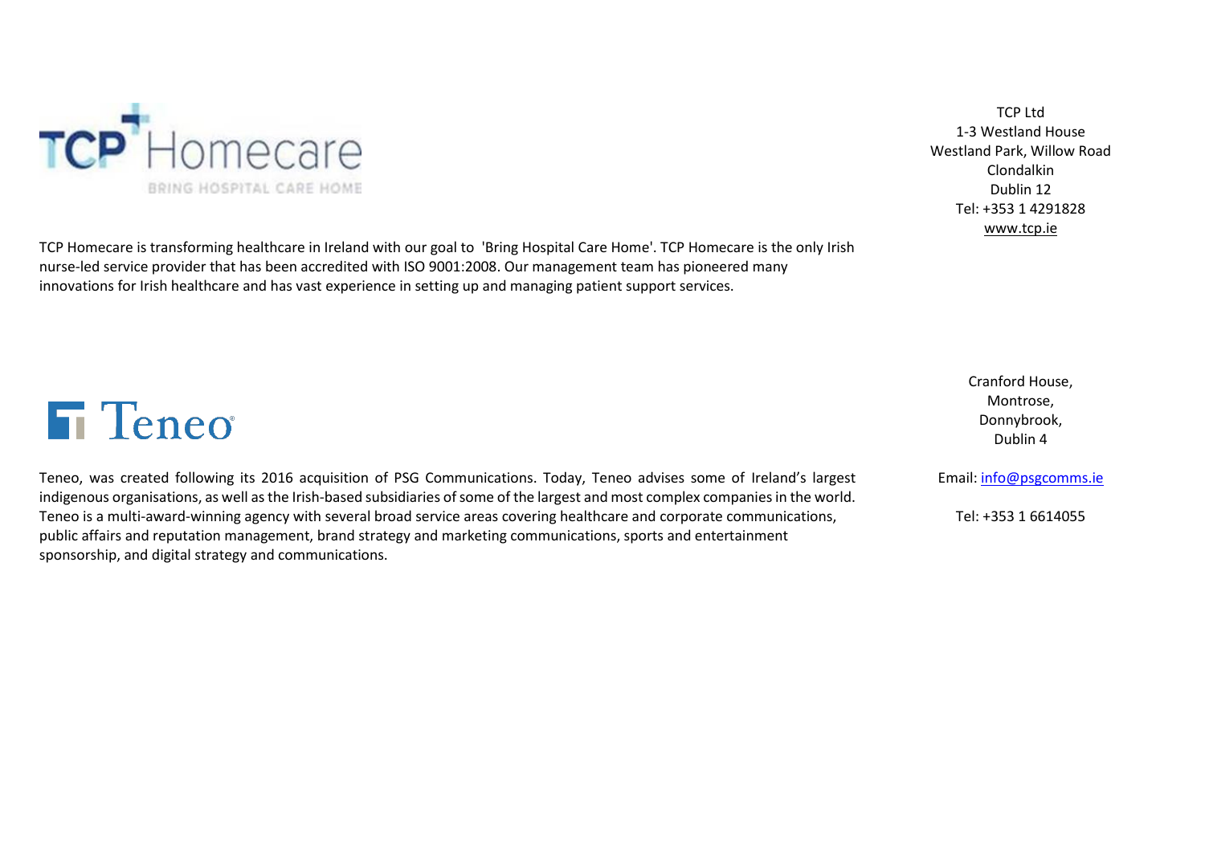TCP Homecare

BRING HOSPITAL CARE HOME

TCP Ltd
1-3 Westland House
Westland Park, Willow Road
Clondalkin
Dublin 12
Tel: +353 1 4291828
www.tcp.ie

TCP Homecare is transforming healthcare in Ireland with our goal to 'Bring Hospital Care Home'. TCP Homecare is the only Irish nurse-led service provider that has been accredited with ISO 9001:2008. Our management team has pioneered many innovations for Irish healthcare and has vast experience in setting up and managing patient support services.

Teneo

Cranford House,
Montrose,
Donnybrook,
Dublin 4

Email: info@psgcomms.ie

Tel: +353 1 6614055

Teneo, was created following its 2016 acquisition of PSG Communications. Today, Teneo advises some of Ireland's largest indigenous organisations, as well as the Irish-based subsidiaries of some of the largest and most complex companies in the world. Teneo is a multi-award-winning agency with several broad service areas covering healthcare and corporate communications, public affairs and reputation management, brand strategy and marketing communications, sports and entertainment sponsorship, and digital strategy and communications.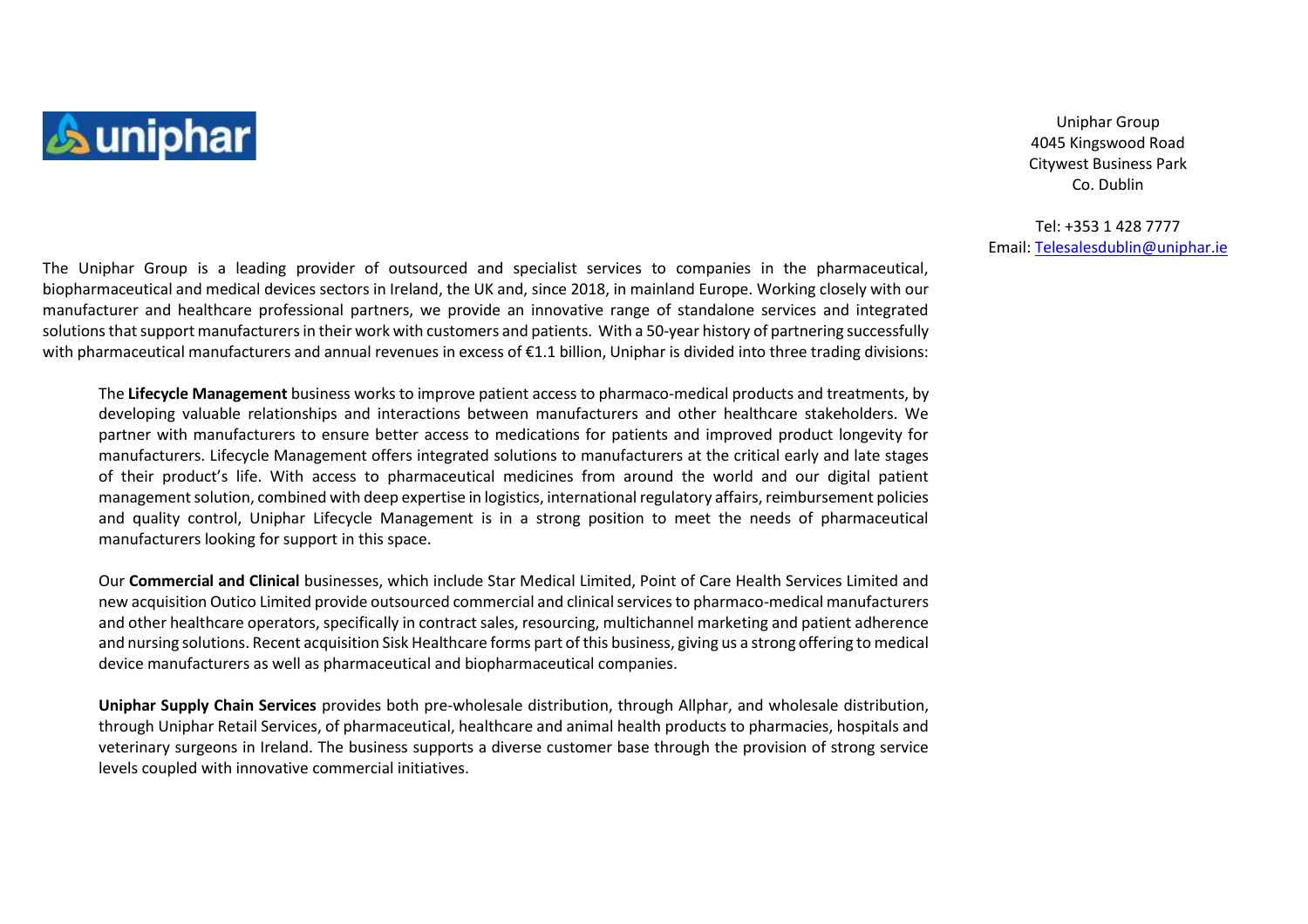uniphar

Uniphar Group
4045 Kingswood Road
Citywest Business Park
Co. Dublin

Tel: +353 1 428 7777
Email: Telesalesdublin@uniphar.ie

The Uniphar Group is a leading provider of outsourced and specialist services to companies in the pharmaceutical, biopharmaceutical and medical devices sectors in Ireland, the UK and, since 2018, in mainland Europe. Working closely with our manufacturer and healthcare professional partners, we provide an innovative range of standalone services and integrated solutions that support manufacturers in their work with customers and patients. With a 50-year history of partnering successfully with pharmaceutical manufacturers and annual revenues in excess of €1.1 billion, Uniphar is divided into three trading divisions:

The **Lifecycle Management** business works to improve patient access to pharmaco-medical products and treatments, by developing valuable relationships and interactions between manufacturers and other healthcare stakeholders. We partner with manufacturers to ensure better access to medications for patients and improved product longevity for manufacturers. Lifecycle Management offers integrated solutions to manufacturers at the critical early and late stages of their product's life. With access to pharmaceutical medicines from around the world and our digital patient management solution, combined with deep expertise in logistics, international regulatory affairs, reimbursement policies and quality control, Uniphar Lifecycle Management is in a strong position to meet the needs of pharmaceutical manufacturers looking for support in this space.

Our **Commercial and Clinical** businesses, which include Star Medical Limited, Point of Care Health Services Limited and new acquisition Outico Limited provide outsourced commercial and clinical services to pharmaco-medical manufacturers and other healthcare operators, specifically in contract sales, resourcing, multichannel marketing and patient adherence and nursing solutions. Recent acquisition Sisk Healthcare forms part of this business, giving us a strong offering to medical device manufacturers as well as pharmaceutical and biopharmaceutical companies.

**Uniphar Supply Chain Services** provides both pre-wholesale distribution, through Allphar, and wholesale distribution, through Uniphar Retail Services, of pharmaceutical, healthcare and animal health products to pharmacies, hospitals and veterinary surgeons in Ireland. The business supports a diverse customer base through the provision of strong service levels coupled with innovative commercial initiatives.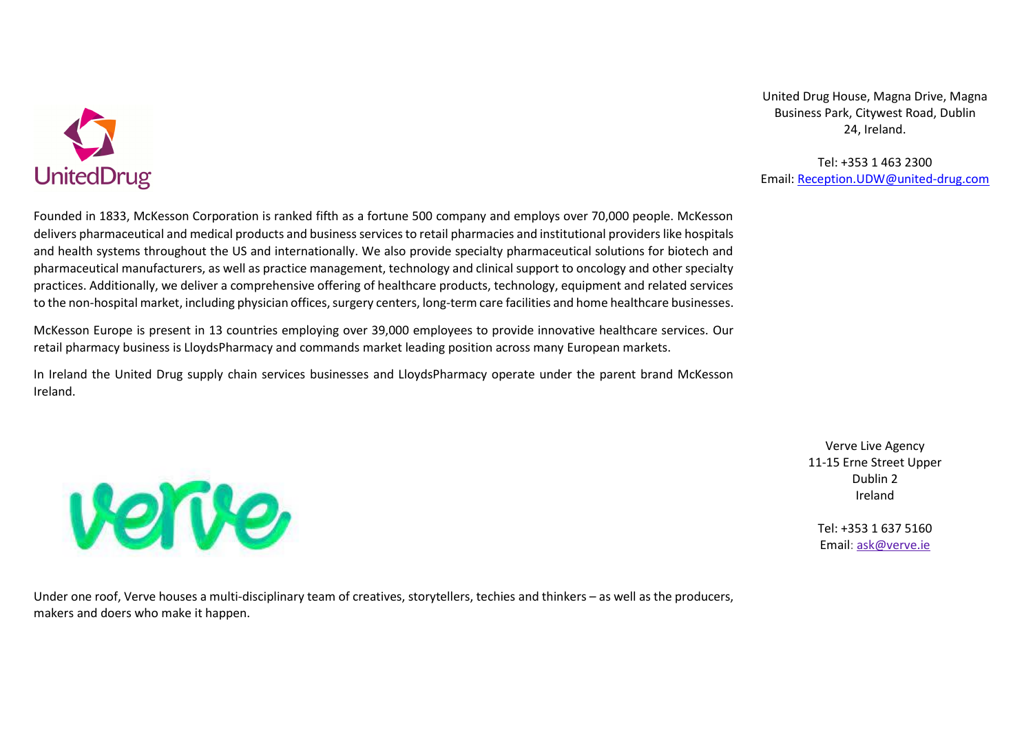UnitedDrug

United Drug House, Magna Drive, Magna Business Park, Citywest Road, Dublin 24, Ireland.

Tel: +353 1 463 2300
Email: Reception.UDW@united-drug.com

Founded in 1833, McKesson Corporation is ranked fifth as a fortune 500 company and employs over 70,000 people. McKesson delivers pharmaceutical and medical products and business services to retail pharmacies and institutional providers like hospitals and health systems throughout the US and internationally. We also provide specialty pharmaceutical solutions for biotech and pharmaceutical manufacturers, as well as practice management, technology and clinical support to oncology and other specialty practices. Additionally, we deliver a comprehensive offering of healthcare products, technology, equipment and related services to the non-hospital market, including physician offices, surgery centers, long-term care facilities and home healthcare businesses.

McKesson Europe is present in 13 countries employing over 39,000 employees to provide innovative healthcare services. Our retail pharmacy business is LloydsPharmacy and commands market leading position across many European markets.

In Ireland the United Drug supply chain services businesses and LloydsPharmacy operate under the parent brand McKesson Ireland.

verve

Verve Live Agency
11-15 Erne Street Upper
Dublin 2
Ireland

Tel: +353 1 637 5160
Email: ask@verve.ie

Under one roof, Verve houses a multi-disciplinary team of creatives, storytellers, techies and thinkers – as well as the producers, makers and doers who make it happen.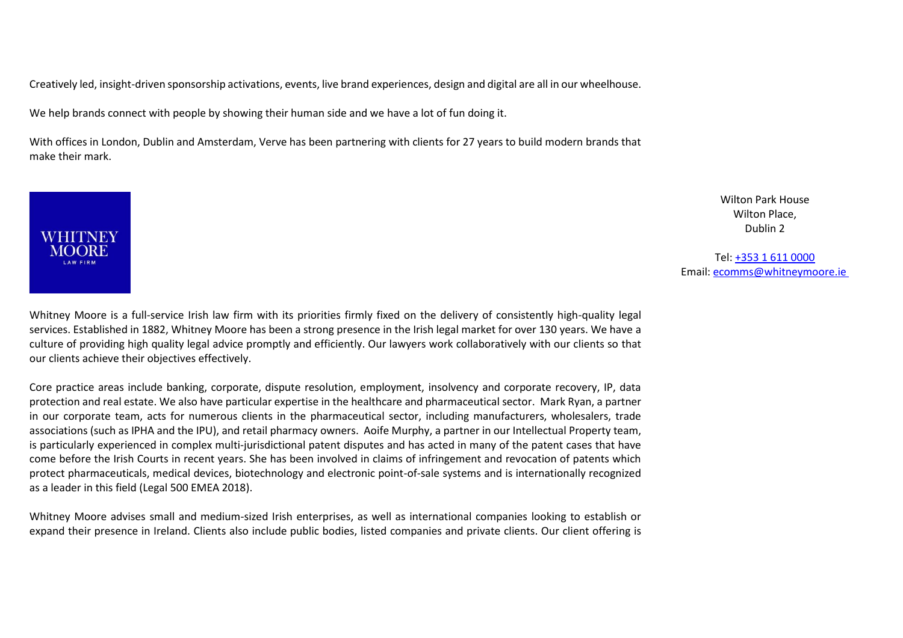Creatively led, insight-driven sponsorship activations, events, live brand experiences, design and digital are all in our wheelhouse.

We help brands connect with people by showing their human side and we have a lot of fun doing it.

With offices in London, Dublin and Amsterdam, Verve has been partnering with clients for 27 years to build modern brands that make their mark.

WHITNEY MOORE
LAW FIRM

Wilton Park House
Wilton Place,
Dublin 2

Tel: +353 1 611 0000
Email: ecomms@whitneymoore.ie

Whitney Moore is a full-service Irish law firm with its priorities firmly fixed on the delivery of consistently high-quality legal services. Established in 1882, Whitney Moore has been a strong presence in the Irish legal market for over 130 years. We have a culture of providing high quality legal advice promptly and efficiently. Our lawyers work collaboratively with our clients so that our clients achieve their objectives effectively.

Core practice areas include banking, corporate, dispute resolution, employment, insolvency and corporate recovery, IP, data protection and real estate. We also have particular expertise in the healthcare and pharmaceutical sector. Mark Ryan, a partner in our corporate team, acts for numerous clients in the pharmaceutical sector, including manufacturers, wholesalers, trade associations (such as IPHA and the IPU), and retail pharmacy owners. Aoife Murphy, a partner in our Intellectual Property team, is particularly experienced in complex multi-jurisdictional patent disputes and has acted in many of the patent cases that have come before the Irish Courts in recent years. She has been involved in claims of infringement and revocation of patents which protect pharmaceuticals, medical devices, biotechnology and electronic point-of-sale systems and is internationally recognized as a leader in this field (Legal 500 EMEA 2018).

Whitney Moore advises small and medium-sized Irish enterprises, as well as international companies looking to establish or expand their presence in Ireland. Clients also include public bodies, listed companies and private clients. Our client offering is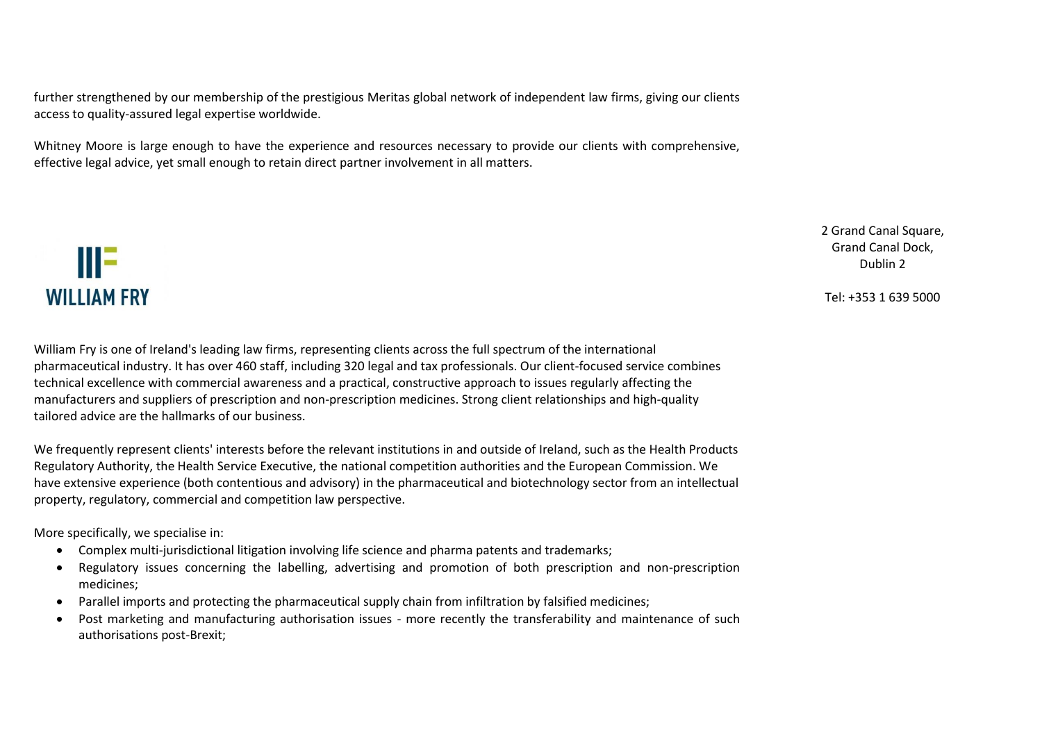further strengthened by our membership of the prestigious Meritas global network of independent law firms, giving our clients access to quality-assured legal expertise worldwide.

Whitney Moore is large enough to have the experience and resources necessary to provide our clients with comprehensive, effective legal advice, yet small enough to retain direct partner involvement in all matters.

**WILLIAM FRY**

2 Grand Canal Square,
Grand Canal Dock,
Dublin 2

Tel: +353 1 639 5000

William Fry is one of Ireland's leading law firms, representing clients across the full spectrum of the international pharmaceutical industry. It has over 460 staff, including 320 legal and tax professionals. Our client-focused service combines technical excellence with commercial awareness and a practical, constructive approach to issues regularly affecting the manufacturers and suppliers of prescription and non-prescription medicines. Strong client relationships and high-quality tailored advice are the hallmarks of our business.

We frequently represent clients' interests before the relevant institutions in and outside of Ireland, such as the Health Products Regulatory Authority, the Health Service Executive, the national competition authorities and the European Commission. We have extensive experience (both contentious and advisory) in the pharmaceutical and biotechnology sector from an intellectual property, regulatory, commercial and competition law perspective.

More specifically, we specialise in:

- Complex multi-jurisdictional litigation involving life science and pharma patents and trademarks;
- Regulatory issues concerning the labelling, advertising and promotion of both prescription and non-prescription medicines;
- Parallel imports and protecting the pharmaceutical supply chain from infiltration by falsified medicines;
- Post marketing and manufacturing authorisation issues - more recently the transferability and maintenance of such authorisations post-Brexit;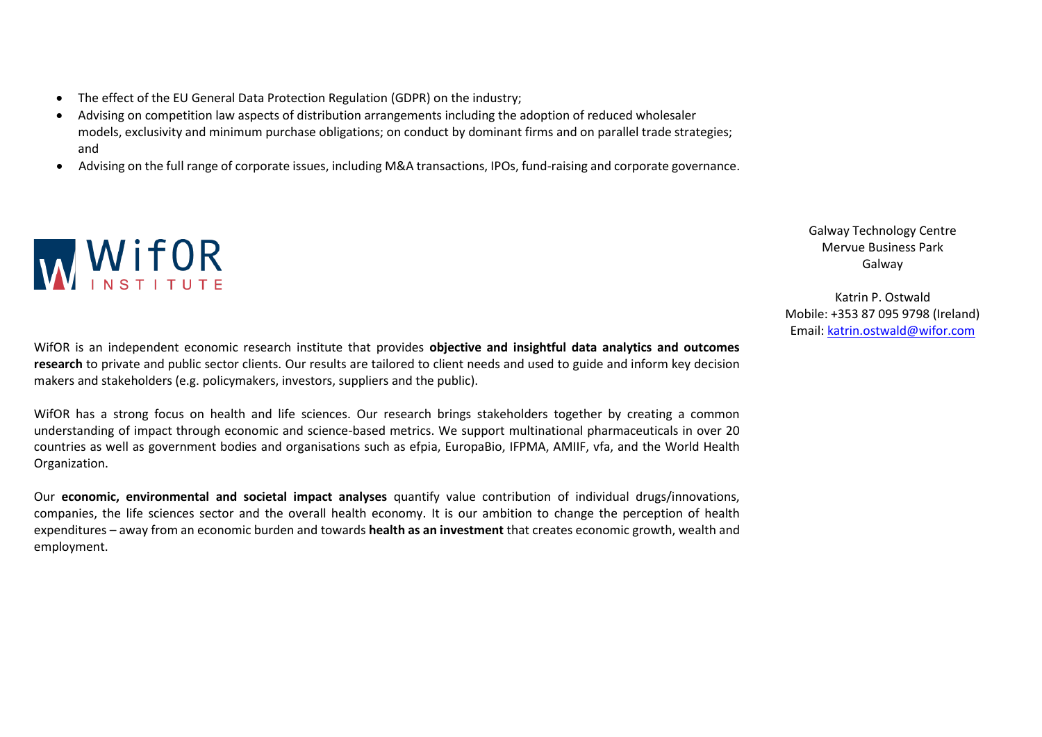- The effect of the EU General Data Protection Regulation (GDPR) on the industry;
- Advising on competition law aspects of distribution arrangements including the adoption of reduced wholesaler models, exclusivity and minimum purchase obligations; on conduct by dominant firms and on parallel trade strategies; and
- Advising on the full range of corporate issues, including M&A transactions, IPOs, fund-raising and corporate governance.

WifOR INSTITUTE

Galway Technology Centre
Mervue Business Park
Galway

Katrin P. Ostwald
Mobile: +353 87 095 9798 (Ireland)
Email: katrin.ostwald@wifor.com

WifOR is an independent economic research institute that provides **objective and insightful data analytics and outcomes research** to private and public sector clients. Our results are tailored to client needs and used to guide and inform key decision makers and stakeholders (e.g. policymakers, investors, suppliers and the public).

WifOR has a strong focus on health and life sciences. Our research brings stakeholders together by creating a common understanding of impact through economic and science-based metrics. We support multinational pharmaceuticals in over 20 countries as well as government bodies and organisations such as efpia, EuropaBio, IFPMA, AMIIF, vfa, and the World Health Organization.

Our **economic, environmental and societal impact analyses** quantify value contribution of individual drugs/innovations, companies, the life sciences sector and the overall health economy. It is our ambition to change the perception of health expenditures – away from an economic burden and towards **health as an investment** that creates economic growth, wealth and employment.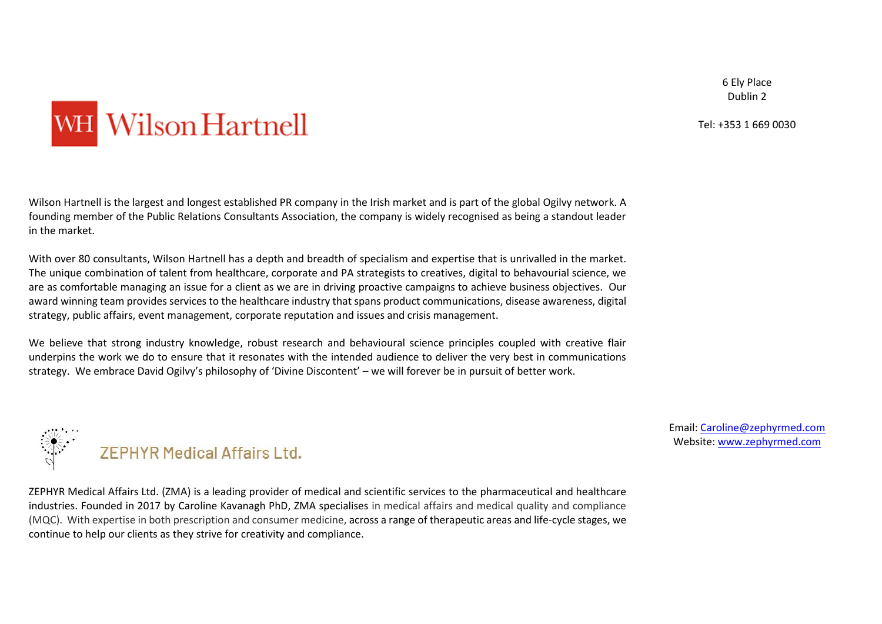# Wilson Hartnell

6 Ely Place
Dublin 2

Tel: +353 1 669 0030

Wilson Hartnell is the largest and longest established PR company in the Irish market and is part of the global Ogilvy network. A founding member of the Public Relations Consultants Association, the company is widely recognised as being a standout leader in the market.

With over 80 consultants, Wilson Hartnell has a depth and breadth of specialism and expertise that is unrivalled in the market. The unique combination of talent from healthcare, corporate and PA strategists to creatives, digital to behavourial science, we are as comfortable managing an issue for a client as we are in driving proactive campaigns to achieve business objectives. Our award winning team provides services to the healthcare industry that spans product communications, disease awareness, digital strategy, public affairs, event management, corporate reputation and issues and crisis management.

We believe that strong industry knowledge, robust research and behavioural science principles coupled with creative flair underpins the work we do to ensure that it resonates with the intended audience to deliver the very best in communications strategy. We embrace David Ogilvy's philosophy of 'Divine Discontent' – we will forever be in pursuit of better work.

# ZEPHYR Medical Affairs Ltd.

Email: Caroline@zephyrmed.com
Website: www.zephyrmed.com

ZEPHYR Medical Affairs Ltd. (ZMA) is a leading provider of medical and scientific services to the pharmaceutical and healthcare industries. Founded in 2017 by Caroline Kavanagh PhD, ZMA specialises in medical affairs and medical quality and compliance (MQC). With expertise in both prescription and consumer medicine, across a range of therapeutic areas and life-cycle stages, we continue to help our clients as they strive for creativity and compliance.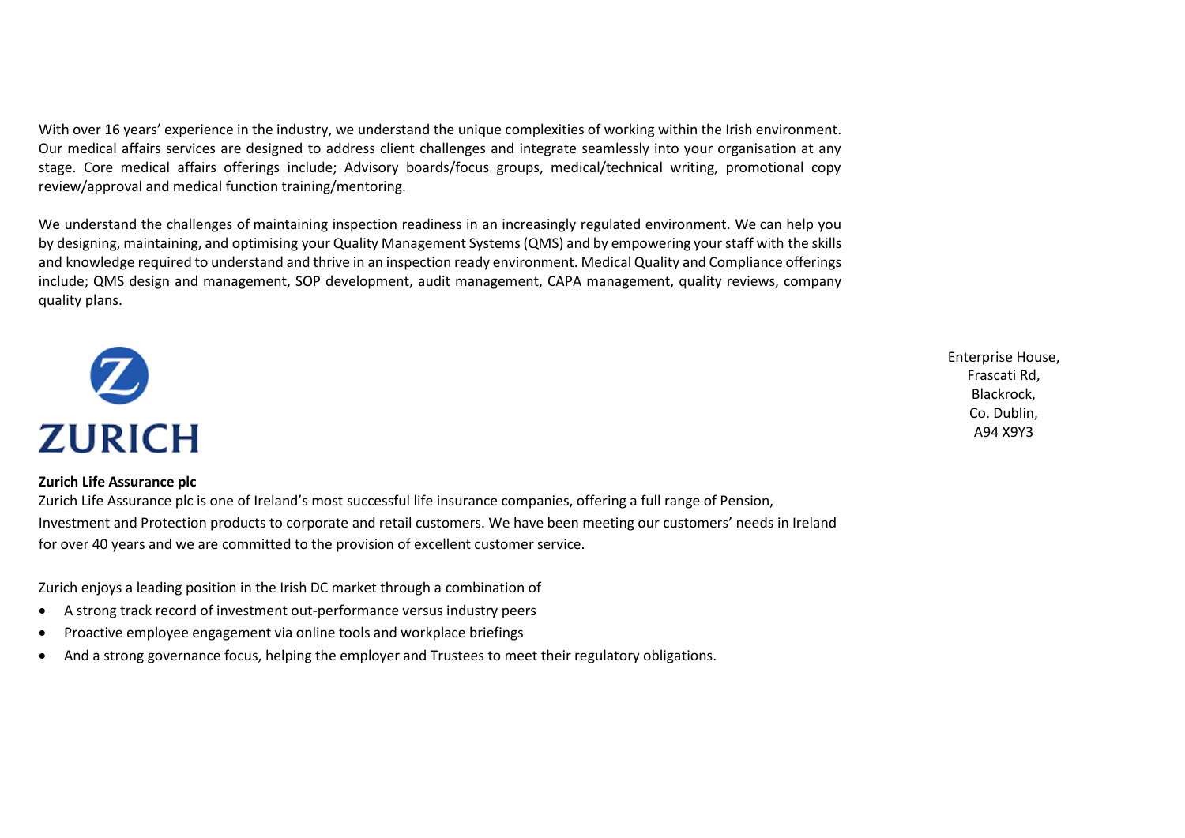With over 16 years' experience in the industry, we understand the unique complexities of working within the Irish environment. Our medical affairs services are designed to address client challenges and integrate seamlessly into your organisation at any stage. Core medical affairs offerings include; Advisory boards/focus groups, medical/technical writing, promotional copy review/approval and medical function training/mentoring.

We understand the challenges of maintaining inspection readiness in an increasingly regulated environment. We can help you by designing, maintaining, and optimising your Quality Management Systems (QMS) and by empowering your staff with the skills and knowledge required to understand and thrive in an inspection ready environment. Medical Quality and Compliance offerings include; QMS design and management, SOP development, audit management, CAPA management, quality reviews, company quality plans.

ZURICH

Enterprise House,
Frascati Rd,
Blackrock,
Co. Dublin,
A94 X9Y3

**Zurich Life Assurance plc**

Zurich Life Assurance plc is one of Ireland's most successful life insurance companies, offering a full range of Pension, Investment and Protection products to corporate and retail customers. We have been meeting our customers' needs in Ireland for over 40 years and we are committed to the provision of excellent customer service.

Zurich enjoys a leading position in the Irish DC market through a combination of

- A strong track record of investment out-performance versus industry peers
- Proactive employee engagement via online tools and workplace briefings
- And a strong governance focus, helping the employer and Trustees to meet their regulatory obligations.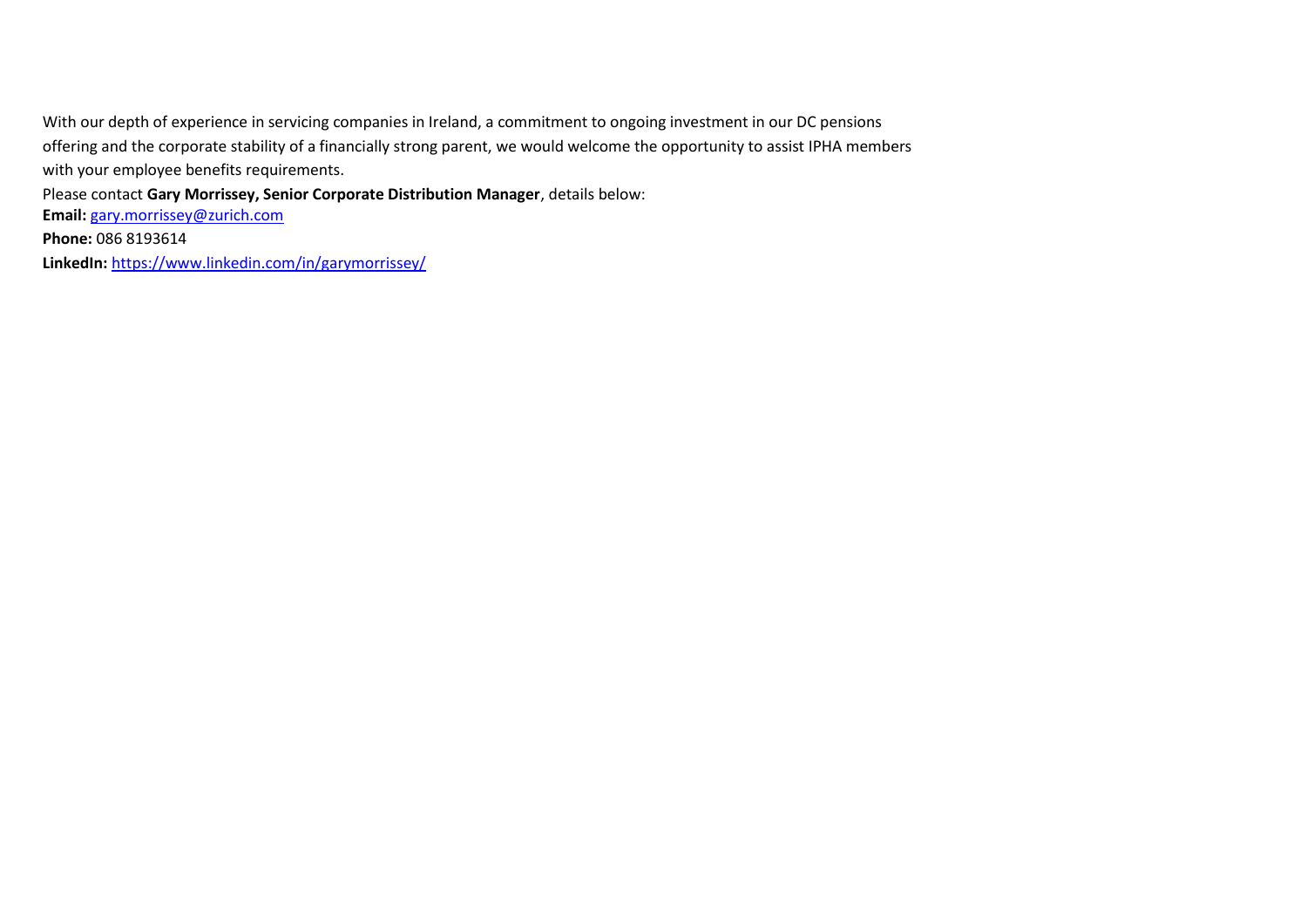With our depth of experience in servicing companies in Ireland, a commitment to ongoing investment in our DC pensions offering and the corporate stability of a financially strong parent, we would welcome the opportunity to assist IPHA members with your employee benefits requirements.

Please contact **Gary Morrissey, Senior Corporate Distribution Manager**, details below:

**Email:** gary.morrissey@zurich.com

**Phone:** 086 8193614

**LinkedIn:** https://www.linkedin.com/in/garymorrissey/